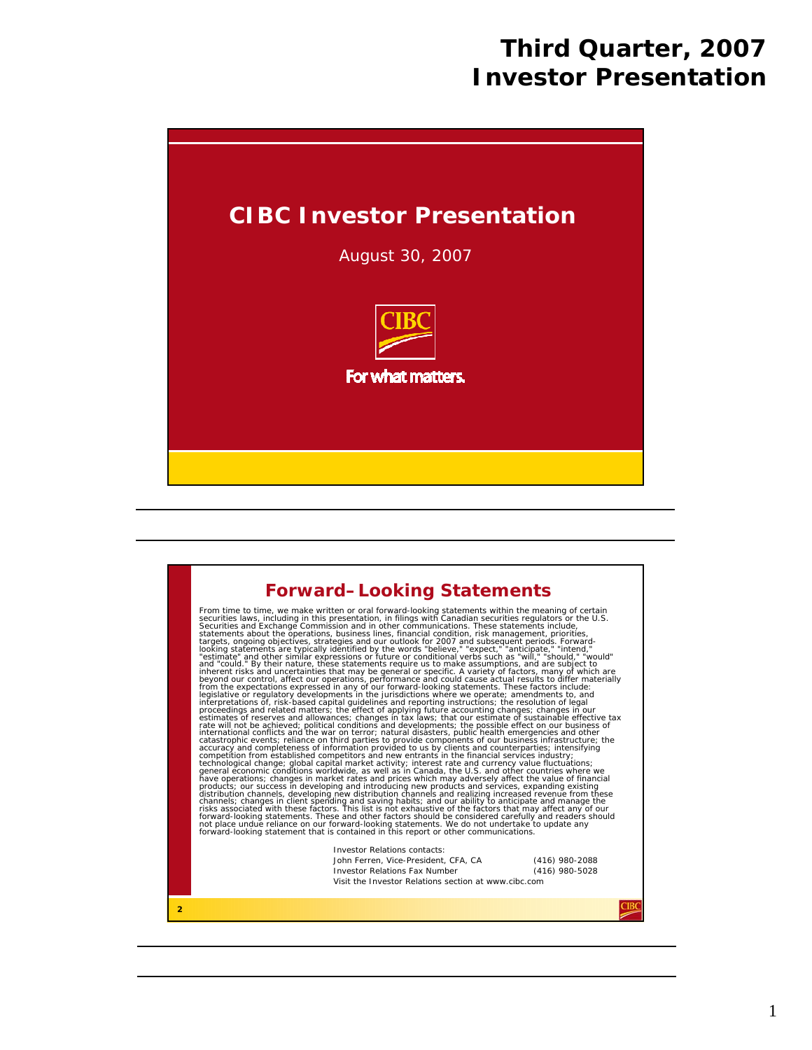# Third Quarter, 2007 Investor Presentation

## CIBC Investor Presentation

August 30, 2007

CIBC

For what matters.

## Forward–Looking Statements

From time to time, we make written or oral forward-looking statements within the meaning of certain securities laws, including in this presentation, in filings with Canadian securities regulators or the U.S. Securities and Exchange Commission and in other communications. These statements include, statements about the operations, business lines, financial condition, risk management, priorities, targets, ongoing objectives, strategies and our outlook for 2007 and subsequent periods. Forward-looking statements are typically identified by the words "believe," "expect," "anticipate," "intend," "estimate" and other similar expressions or future or conditional verbs such as "will," "should," "would" and "could." By their nature, these statements require us to make assumptions, and are subject to inherent risks and uncertainties that may be general or specific. A variety of factors, many of which are beyond our control, affect our operations, performance and could cause actual results to differ materially from the expectations expressed in any of our forward-looking statements. These factors include: legislative or regulatory developments in the jurisdictions where we operate; amendments to, and interpretations of, risk-based capital guidelines and reporting instructions; the resolution of legal proceedings and related matters; the effect of applying future accounting changes; changes in our estimates of reserves and allowances; changes in tax laws; that our estimate of sustainable effective tax rate will not be achieved; political conditions and developments; the possible effect on our business of international conflicts and the war on terror; natural disasters, public health emergencies and other catastrophic events; reliance on third parties to provide components of our business infrastructure; the accuracy and completeness of information provided to us by clients and counterparties; intensifying competition from established competitors and new entrants in the financial services industry; technological change; global capital market activity; interest rate and currency value fluctuations; general economic conditions worldwide, as well as in Canada, the U.S. and other countries where we have operations; changes in market rates and prices which may adversely affect the value of financial products; our success in developing and introducing new products and services, expanding existing distribution channels, developing new distribution channels and realizing increased revenue from these channels; changes in client spending and saving habits; and our ability to anticipate and manage the risks associated with these factors. This list is not exhaustive of the factors that may affect any of our forward-looking statements. These and other factors should be considered carefully and readers should not place undue reliance on our forward-looking statements. We do not undertake to update any forward-looking statement that is contained in this report or other communications.

Investor Relations contacts:

| | |
|---|---|
| John Ferren, Vice-President, CFA, CA | (416) 980-2088 |
| Investor Relations Fax Number | (416) 980-5028 |

Visit the Investor Relations section at www.cibc.com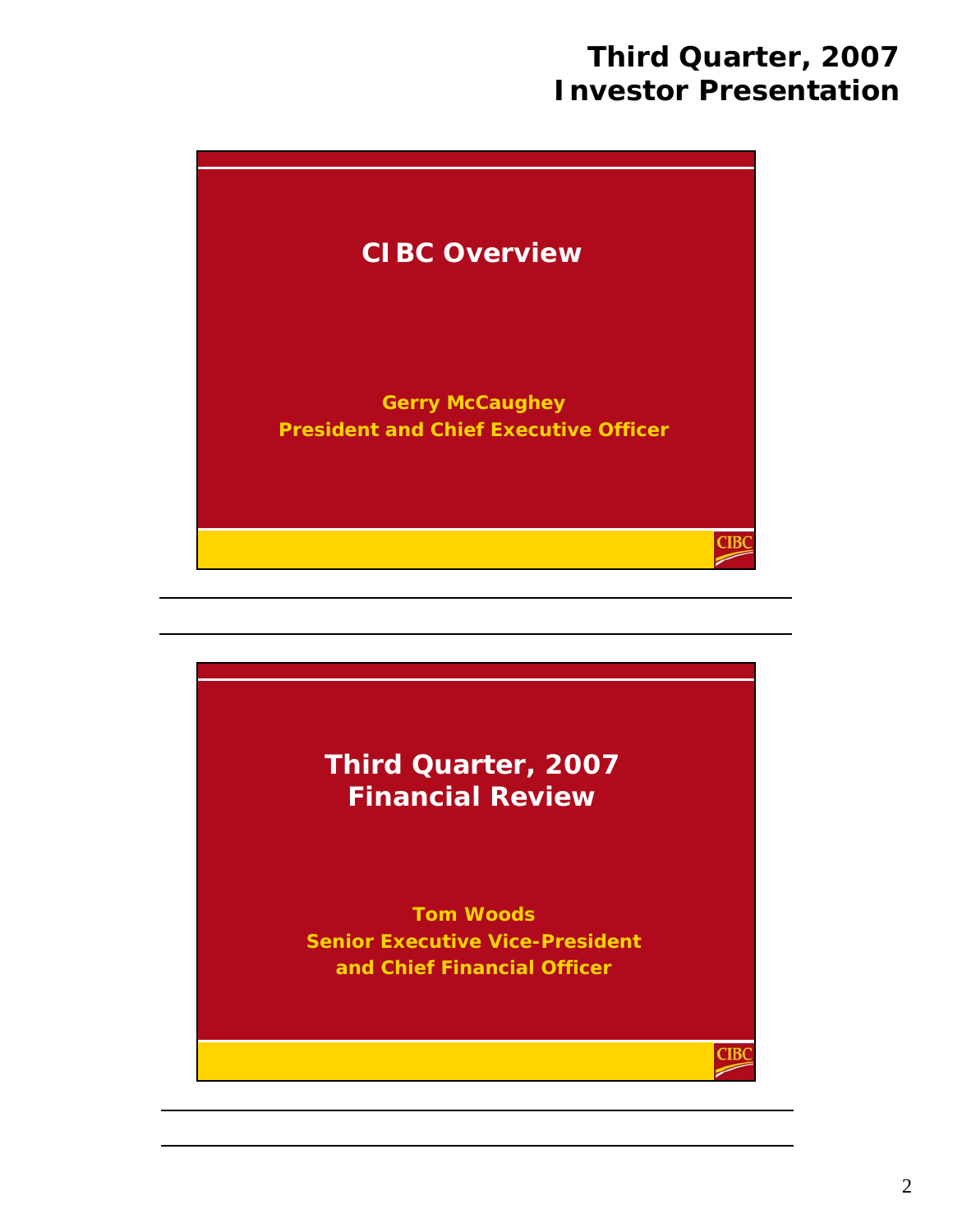## CIBC Overview

**Gerry McCaughey**
**President and Chief Executive Officer**

CIBC

---

## Third Quarter, 2007 Financial Review

**Tom Woods**
**Senior Executive Vice-President and Chief Financial Officer**

CIBC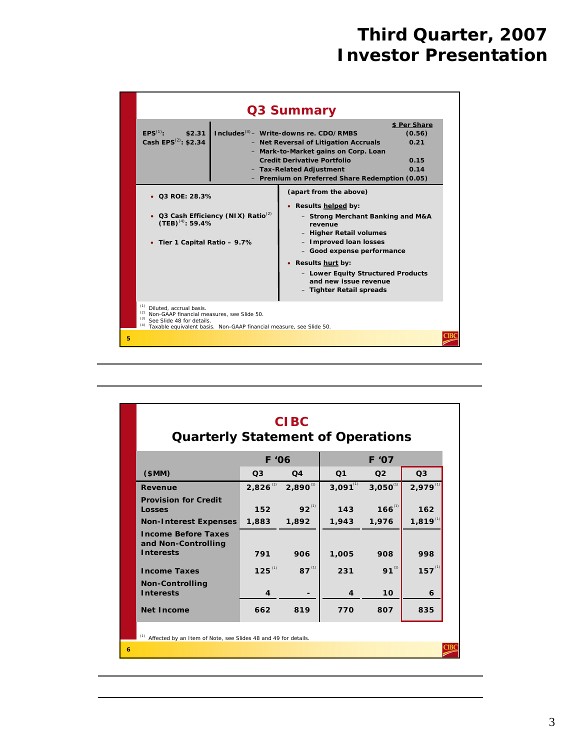## Q3 Summary

| | | $ Per Share |
|---|---|---|
| EPS[1]: $2.31 | Includes[3] – Write-downs re. CDO/RMBS | (0.56) |
| Cash EPS[2]: $2.34 | – Net Reversal of Litigation Accruals | 0.21 |
| | – Mark-to-Market gains on Corp. Loan Credit Derivative Portfolio | 0.15 |
| | – Tax-Related Adjustment | 0.14 |
| | – Premium on Preferred Share Redemption | (0.05) |

- **Q3 ROE: 28.3%**
- **Q3 Cash Efficiency (NIX) Ratio[2] (TEB)[4]: 59.4%**
- **Tier 1 Capital Ratio – 9.7%**

(apart from the above)

- Results **helped** by:
  - Strong Merchant Banking and M&A revenue
  - Higher Retail volumes
  - Improved loan losses
  - Good expense performance
- Results **hurt** by:
  - Lower Equity Structured Products and new issue revenue
  - Tighter Retail spreads

[1] Diluted, accrual basis.
[2] Non-GAAP financial measures, see Slide 50.
[3] See Slide 48 for details.
[4] Taxable equivalent basis. Non-GAAP financial measure, see Slide 50.

## CIBC Quarterly Statement of Operations

| | F '06 | | F '07 | | |
|---|---|---|---|---|---|
| ($MM) | Q3 | Q4 | Q1 | Q2 | Q3 |
| Revenue | 2,826[1] | 2,890[1] | 3,091[1] | 3,050[1] | 2,979[1] |
| Provision for Credit Losses | 152 | 92[1] | 143 | 166[1] | 162 |
| Non-Interest Expenses | 1,883 | 1,892 | 1,943 | 1,976 | 1,819[1] |
| Income Before Taxes and Non-Controlling Interests | 791 | 906 | 1,005 | 908 | 998 |
| Income Taxes | 125[1] | 87[1] | 231 | 91[1] | 157[1] |
| Non-Controlling Interests | 4 | - | 4 | 10 | 6 |
| Net Income | 662 | 819 | 770 | 807 | 835 |

[1] Affected by an Item of Note, see Slides 48 and 49 for details.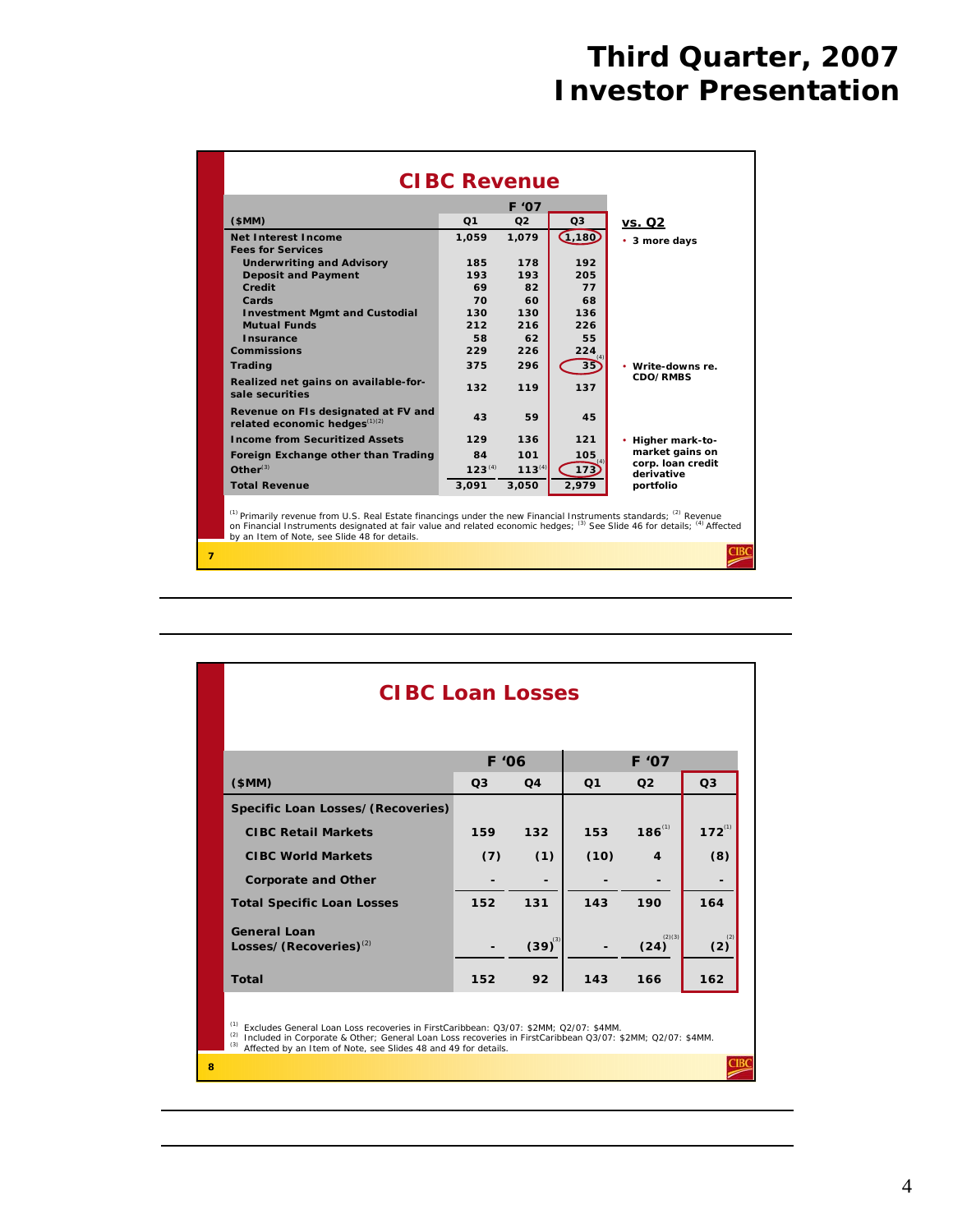# Third Quarter, 2007 Investor Presentation

## CIBC Revenue

| ($MM) | F '07 Q1 | F '07 Q2 | F '07 Q3 | vs. Q2 |
|---|---|---|---|---|
| Net Interest Income | 1,059 | 1,079 | 1,180 | • 3 more days |
| Fees for Services | | | | |
| Underwriting and Advisory | 185 | 178 | 192 | |
| Deposit and Payment | 193 | 193 | 205 | |
| Credit | 69 | 82 | 77 | |
| Cards | 70 | 60 | 68 | |
| Investment Mgmt and Custodial | 130 | 130 | 136 | |
| Mutual Funds | 212 | 216 | 226 | |
| Insurance | 58 | 62 | 55 | |
| Commissions | 229 | 226 | 224 | |
| Trading | 375 | 296 | 35 [4] | • Write-downs re. CDO/RMBS |
| Realized net gains on available-for-sale securities | 132 | 119 | 137 | |
| Revenue on FIs designated at FV and related economic hedges [1][2] | 43 | 59 | 45 | |
| Income from Securitized Assets | 129 | 136 | 121 | • Higher mark-to-market gains on corp. loan credit derivative portfolio |
| Foreign Exchange other than Trading | 84 | 101 | 105 | |
| Other [3] | 123 [4] | 113 [4] | 173 [4] | |
| Total Revenue | 3,091 | 3,050 | 2,979 | |

[1] Primarily revenue from U.S. Real Estate financings under the new Financial Instruments standards; [2] Revenue on Financial Instruments designated at fair value and related economic hedges; [3] See Slide 46 for details; [4] Affected by an Item of Note, see Slide 48 for details.

## CIBC Loan Losses

| ($MM) | F '06 Q3 | F '06 Q4 | F '07 Q1 | F '07 Q2 | F '07 Q3 |
|---|---|---|---|---|---|
| Specific Loan Losses/(Recoveries) | | | | | |
| CIBC Retail Markets | 159 | 132 | 153 | 186 [1] | 172 [1] |
| CIBC World Markets | (7) | (1) | (10) | 4 | (8) |
| Corporate and Other | - | - | - | - | - |
| Total Specific Loan Losses | 152 | 131 | 143 | 190 | 164 |
| General Loan Losses/(Recoveries) [2] | - | (39) [3] | - | (24) [2][3] | (2) [2] |
| Total | 152 | 92 | 143 | 166 | 162 |

[1] Excludes General Loan Loss recoveries in FirstCaribbean: Q3/07: $2MM; Q2/07: $4MM.
[2] Included in Corporate & Other; General Loan Loss recoveries in FirstCaribbean Q3/07: $2MM; Q2/07: $4MM.
[3] Affected by an Item of Note, see Slides 48 and 49 for details.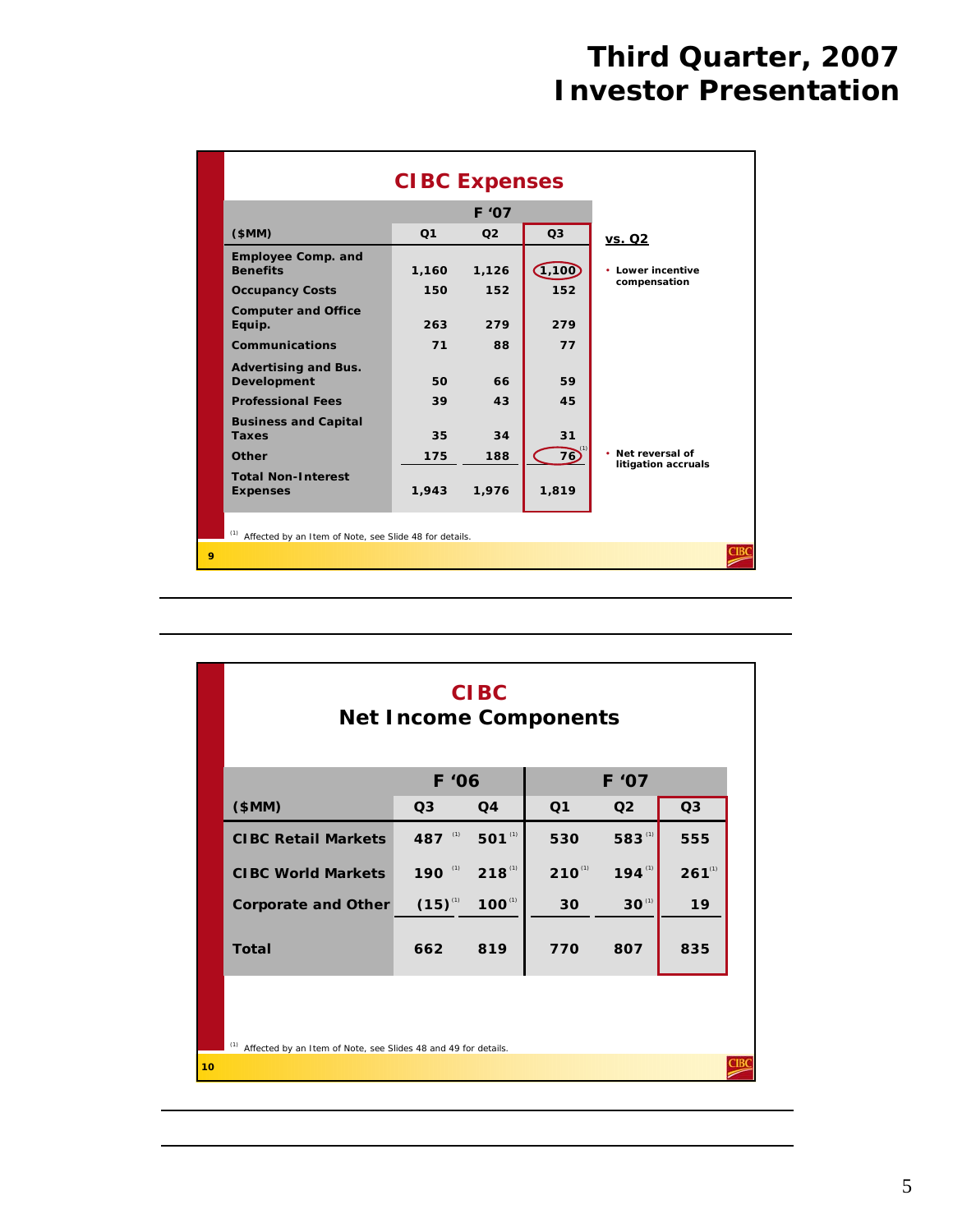# Third Quarter, 2007 Investor Presentation

## CIBC Expenses

| ($MM) | F '07 Q1 | F '07 Q2 | F '07 Q3 | vs. Q2 |
|---|---|---|---|---|
| Employee Comp. and Benefits | 1,160 | 1,126 | 1,100 | • Lower incentive compensation |
| Occupancy Costs | 150 | 152 | 152 | |
| Computer and Office Equip. | 263 | 279 | 279 | |
| Communications | 71 | 88 | 77 | |
| Advertising and Bus. Development | 50 | 66 | 59 | |
| Professional Fees | 39 | 43 | 45 | |
| Business and Capital Taxes | 35 | 34 | 31 | |
| Other | 175 | 188 | 76 (1) | • Net reversal of litigation accruals |
| Total Non-Interest Expenses | 1,943 | 1,976 | 1,819 | |

(1) Affected by an Item of Note, see Slide 48 for details.

## CIBC Net Income Components

| ($MM) | F '06 Q3 | F '06 Q4 | F '07 Q1 | F '07 Q2 | F '07 Q3 |
|---|---|---|---|---|---|
| CIBC Retail Markets | 487 (1) | 501 (1) | 530 | 583 (1) | 555 |
| CIBC World Markets | 190 (1) | 218 (1) | 210 (1) | 194 (1) | 261 (1) |
| Corporate and Other | (15) (1) | 100 (1) | 30 | 30 (1) | 19 |
| Total | 662 | 819 | 770 | 807 | 835 |

(1) Affected by an Item of Note, see Slides 48 and 49 for details.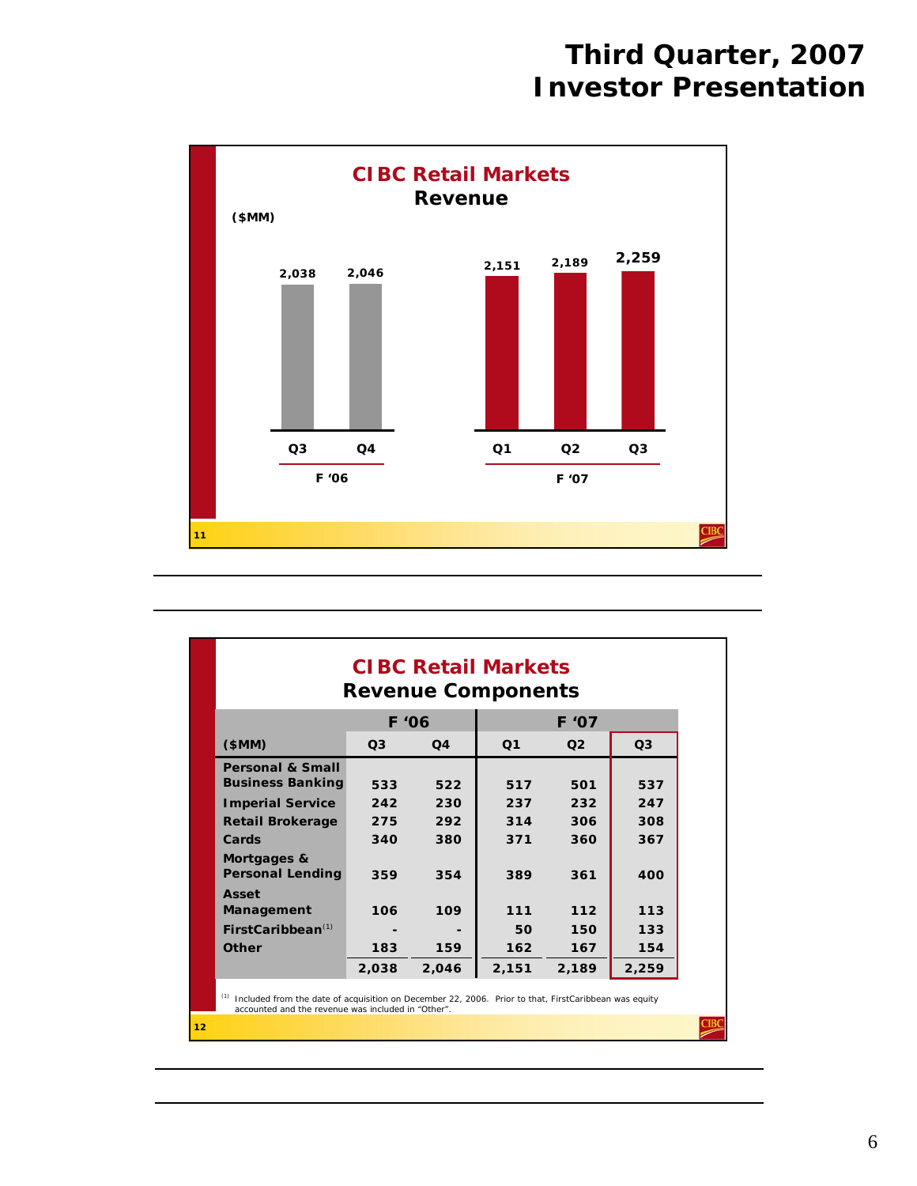# Third Quarter, 2007 Investor Presentation

## CIBC Retail Markets
### Revenue

($MM)

| | F '06 | | F '07 | | |
|---|---|---|---|---|---|
| | Q3 | Q4 | Q1 | Q2 | Q3 |
| Revenue | 2,038 | 2,046 | 2,151 | 2,189 | 2,259 |

## CIBC Retail Markets
### Revenue Components

| | F '06 | | F '07 | | |
|---|---|---|---|---|---|
| ($MM) | Q3 | Q4 | Q1 | Q2 | Q3 |
| Personal & Small Business Banking | 533 | 522 | 517 | 501 | 537 |
| Imperial Service | 242 | 230 | 237 | 232 | 247 |
| Retail Brokerage | 275 | 292 | 314 | 306 | 308 |
| Cards | 340 | 380 | 371 | 360 | 367 |
| Mortgages & Personal Lending | 359 | 354 | 389 | 361 | 400 |
| Asset Management | 106 | 109 | 111 | 112 | 113 |
| FirstCaribbean[1] | - | - | 50 | 150 | 133 |
| Other | 183 | 159 | 162 | 167 | 154 |
| | 2,038 | 2,046 | 2,151 | 2,189 | 2,259 |

[1] Included from the date of acquisition on December 22, 2006. Prior to that, FirstCaribbean was equity accounted and the revenue was included in "Other".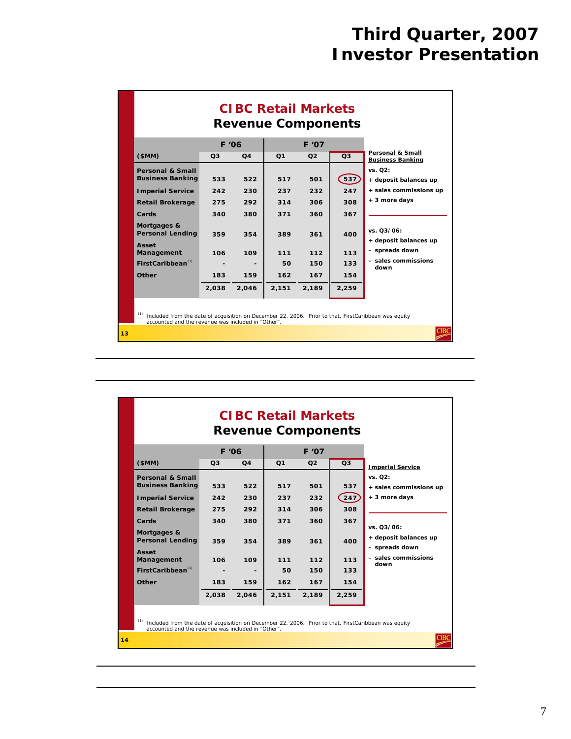# Third Quarter, 2007 Investor Presentation

## CIBC Retail Markets
### Revenue Components

| ($MM) | F '06 Q3 | F '06 Q4 | F '07 Q1 | F '07 Q2 | F '07 Q3 |
|---|---|---|---|---|---|
| Personal & Small Business Banking | 533 | 522 | 517 | 501 | 537 |
| Imperial Service | 242 | 230 | 237 | 232 | 247 |
| Retail Brokerage | 275 | 292 | 314 | 306 | 308 |
| Cards | 340 | 380 | 371 | 360 | 367 |
| Mortgages & Personal Lending | 359 | 354 | 389 | 361 | 400 |
| Asset Management | 106 | 109 | 111 | 112 | 113 |
| FirstCaribbean[(1)] | - | - | 50 | 150 | 133 |
| Other | 183 | 159 | 162 | 167 | 154 |
| | 2,038 | 2,046 | 2,151 | 2,189 | 2,259 |

**Personal & Small Business Banking**

vs. Q2:
- + deposit balances up
- + sales commissions up
- + 3 more days

vs. Q3/06:
- + deposit balances up
- – spreads down
- – sales commissions down

(1) Included from the date of acquisition on December 22, 2006. Prior to that, FirstCaribbean was equity accounted and the revenue was included in "Other".

13

---

## CIBC Retail Markets
### Revenue Components

| ($MM) | F '06 Q3 | F '06 Q4 | F '07 Q1 | F '07 Q2 | F '07 Q3 |
|---|---|---|---|---|---|
| Personal & Small Business Banking | 533 | 522 | 517 | 501 | 537 |
| Imperial Service | 242 | 230 | 237 | 232 | 247 |
| Retail Brokerage | 275 | 292 | 314 | 306 | 308 |
| Cards | 340 | 380 | 371 | 360 | 367 |
| Mortgages & Personal Lending | 359 | 354 | 389 | 361 | 400 |
| Asset Management | 106 | 109 | 111 | 112 | 113 |
| FirstCaribbean[(1)] | - | - | 50 | 150 | 133 |
| Other | 183 | 159 | 162 | 167 | 154 |
| | 2,038 | 2,046 | 2,151 | 2,189 | 2,259 |

**Imperial Service**

vs. Q2:
- + sales commissions up
- + 3 more days

vs. Q3/06:
- + deposit balances up
- – spreads down
- – sales commissions down

(1) Included from the date of acquisition on December 22, 2006. Prior to that, FirstCaribbean was equity accounted and the revenue was included in "Other".

14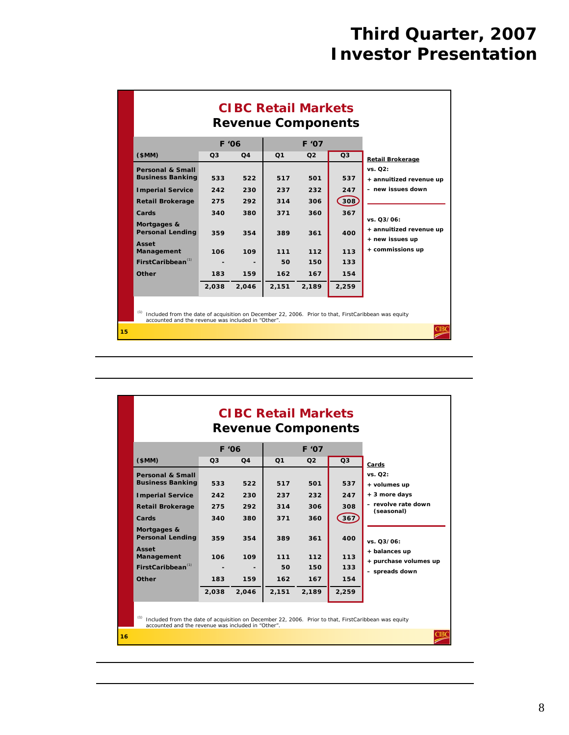# Third Quarter, 2007 Investor Presentation

## CIBC Retail Markets
### Revenue Components

| ($MM) | F '06 Q3 | F '06 Q4 | F '07 Q1 | F '07 Q2 | F '07 Q3 |
|---|---|---|---|---|---|
| Personal & Small Business Banking | 533 | 522 | 517 | 501 | 537 |
| Imperial Service | 242 | 230 | 237 | 232 | 247 |
| Retail Brokerage | 275 | 292 | 314 | 306 | 308 |
| Cards | 340 | 380 | 371 | 360 | 367 |
| Mortgages & Personal Lending | 359 | 354 | 389 | 361 | 400 |
| Asset Management | 106 | 109 | 111 | 112 | 113 |
| FirstCaribbean[1] | - | - | 50 | 150 | 133 |
| Other | 183 | 159 | 162 | 167 | 154 |
| | 2,038 | 2,046 | 2,151 | 2,189 | 2,259 |

**Retail Brokerage**

vs. Q2:
- + annualized revenue up
- – new issues down

vs. Q3/06:
- + annualized revenue up
- + new issues up
- + commissions up

[1] Included from the date of acquisition on December 22, 2006. Prior to that, FirstCaribbean was equity accounted and the revenue was included in "Other".

15

---

## CIBC Retail Markets
### Revenue Components

| ($MM) | F '06 Q3 | F '06 Q4 | F '07 Q1 | F '07 Q2 | F '07 Q3 |
|---|---|---|---|---|---|
| Personal & Small Business Banking | 533 | 522 | 517 | 501 | 537 |
| Imperial Service | 242 | 230 | 237 | 232 | 247 |
| Retail Brokerage | 275 | 292 | 314 | 306 | 308 |
| Cards | 340 | 380 | 371 | 360 | 367 |
| Mortgages & Personal Lending | 359 | 354 | 389 | 361 | 400 |
| Asset Management | 106 | 109 | 111 | 112 | 113 |
| FirstCaribbean[1] | - | - | 50 | 150 | 133 |
| Other | 183 | 159 | 162 | 167 | 154 |
| | 2,038 | 2,046 | 2,151 | 2,189 | 2,259 |

**Cards**

vs. Q2:
- + volumes up
- + 3 more days
- – revolve rate down (seasonal)

vs. Q3/06:
- + balances up
- + purchase volumes up
- – spreads down

[1] Included from the date of acquisition on December 22, 2006. Prior to that, FirstCaribbean was equity accounted and the revenue was included in "Other".

16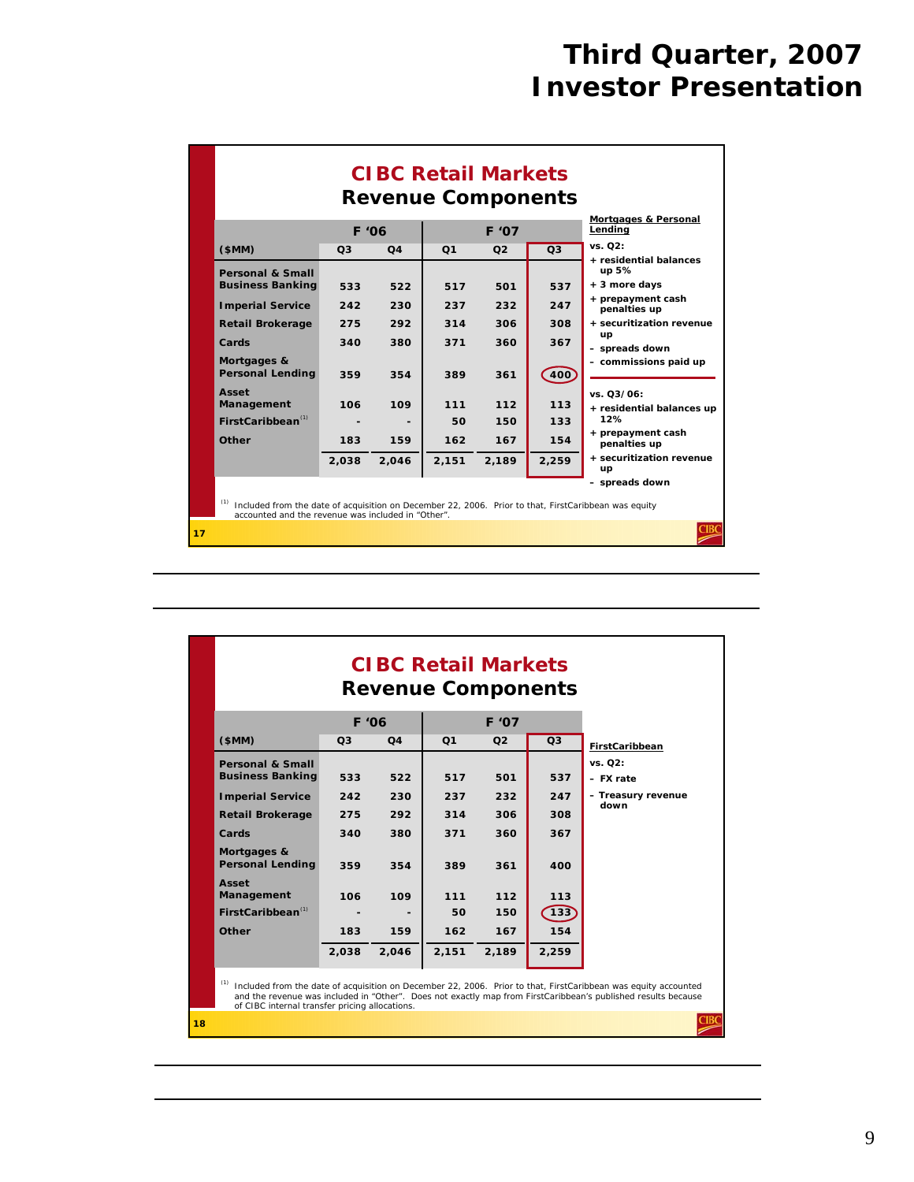# Third Quarter, 2007 Investor Presentation

## CIBC Retail Markets
### Revenue Components

| ($MM) | F '06 Q3 | F '06 Q4 | F '07 Q1 | F '07 Q2 | F '07 Q3 |
|---|---|---|---|---|---|
| Personal & Small Business Banking | 533 | 522 | 517 | 501 | 537 |
| Imperial Service | 242 | 230 | 237 | 232 | 247 |
| Retail Brokerage | 275 | 292 | 314 | 306 | 308 |
| Cards | 340 | 380 | 371 | 360 | 367 |
| Mortgages & Personal Lending | 359 | 354 | 389 | 361 | 400 |
| Asset Management | 106 | 109 | 111 | 112 | 113 |
| FirstCaribbean[1] | - | - | 50 | 150 | 133 |
| Other | 183 | 159 | 162 | 167 | 154 |
| | 2,038 | 2,046 | 2,151 | 2,189 | 2,259 |

**Mortgages & Personal Lending**

vs. Q2:
- \+ residential balances up 5%
- \+ 3 more days
- \+ prepayment cash penalties up
- \+ securitization revenue up
- – spreads down
- – commissions paid up

vs. Q3/06:
- \+ residential balances up 12%
- \+ prepayment cash penalties up
- \+ securitization revenue up
- – spreads down

[1] Included from the date of acquisition on December 22, 2006. Prior to that, FirstCaribbean was equity accounted and the revenue was included in "Other".

17

## CIBC Retail Markets
### Revenue Components

| ($MM) | F '06 Q3 | F '06 Q4 | F '07 Q1 | F '07 Q2 | F '07 Q3 |
|---|---|---|---|---|---|
| Personal & Small Business Banking | 533 | 522 | 517 | 501 | 537 |
| Imperial Service | 242 | 230 | 237 | 232 | 247 |
| Retail Brokerage | 275 | 292 | 314 | 306 | 308 |
| Cards | 340 | 380 | 371 | 360 | 367 |
| Mortgages & Personal Lending | 359 | 354 | 389 | 361 | 400 |
| Asset Management | 106 | 109 | 111 | 112 | 113 |
| FirstCaribbean[1] | - | - | 50 | 150 | 133 |
| Other | 183 | 159 | 162 | 167 | 154 |
| | 2,038 | 2,046 | 2,151 | 2,189 | 2,259 |

**FirstCaribbean**

vs. Q2:
- – FX rate
- – Treasury revenue down

[1] Included from the date of acquisition on December 22, 2006. Prior to that, FirstCaribbean was equity accounted and the revenue was included in "Other". Does not exactly map from FirstCaribbean's published results because of CIBC internal transfer pricing allocations.

18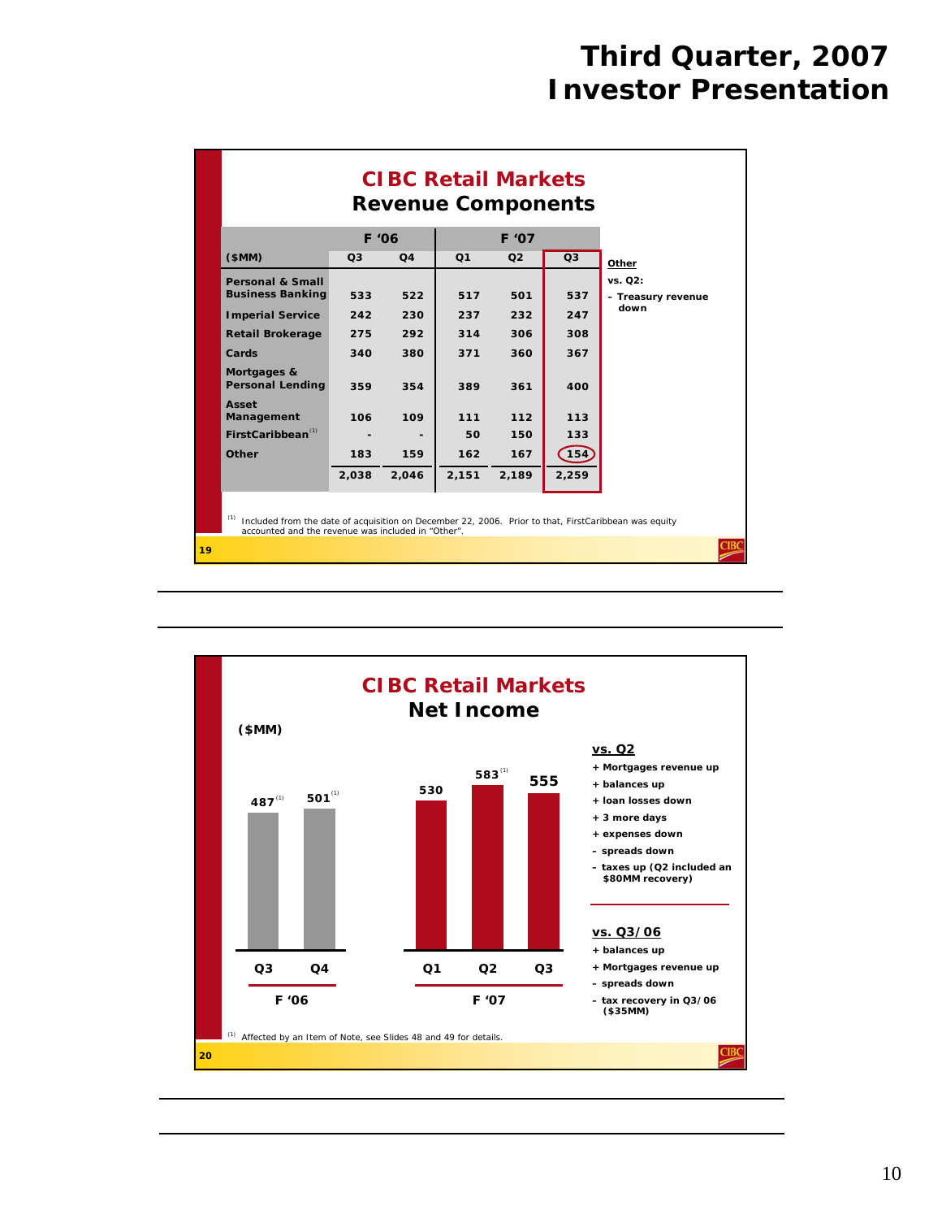# Third Quarter, 2007 Investor Presentation

## CIBC Retail Markets
### Revenue Components

| ($MM) | F '06 Q3 | F '06 Q4 | F '07 Q1 | F '07 Q2 | F '07 Q3 |
|---|---|---|---|---|---|
| Personal & Small Business Banking | 533 | 522 | 517 | 501 | 537 |
| Imperial Service | 242 | 230 | 237 | 232 | 247 |
| Retail Brokerage | 275 | 292 | 314 | 306 | 308 |
| Cards | 340 | 380 | 371 | 360 | 367 |
| Mortgages & Personal Lending | 359 | 354 | 389 | 361 | 400 |
| Asset Management | 106 | 109 | 111 | 112 | 113 |
| FirstCaribbean[(1)] | - | - | 50 | 150 | 133 |
| Other | 183 | 159 | 162 | 167 | 154 |
| | 2,038 | 2,046 | 2,151 | 2,189 | 2,259 |

**Other**

vs. Q2:
- Treasury revenue down

(1) Included from the date of acquisition on December 22, 2006. Prior to that, FirstCaribbean was equity accounted and the revenue was included in "Other".

## CIBC Retail Markets
### Net Income

($MM)

| | F '06 Q3 | F '06 Q4 | F '07 Q1 | F '07 Q2 | F '07 Q3 |
|---|---|---|---|---|---|
| Net Income | 487[(1)] | 501[(1)] | 530 | 583[(1)] | 555 |

**vs. Q2**
- \+ Mortgages revenue up
- \+ balances up
- \+ loan losses down
- \+ 3 more days
- \+ expenses down
- – spreads down
- – taxes up (Q2 included an $80MM recovery)

**vs. Q3/06**
- \+ balances up
- \+ Mortgages revenue up
- – spreads down
- – tax recovery in Q3/06 ($35MM)

(1) Affected by an Item of Note, see Slides 48 and 49 for details.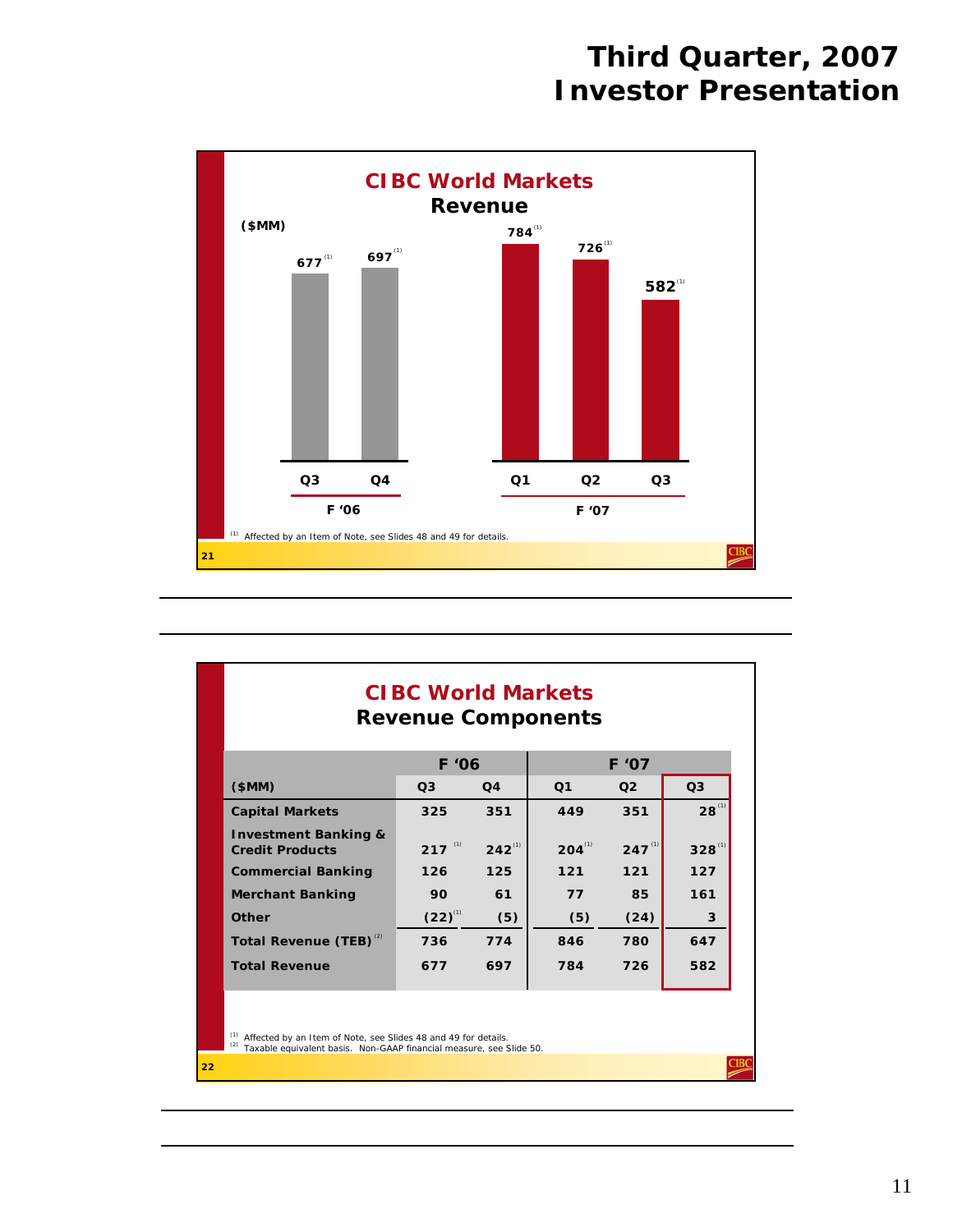# Third Quarter, 2007 Investor Presentation

## CIBC World Markets
### Revenue

($MM)

| | F '06 Q3 | F '06 Q4 | F '07 Q1 | F '07 Q2 | F '07 Q3 |
|---|---|---|---|---|---|
| Revenue | 677 [(1)] | 697 [(1)] | 784 [(1)] | 726 [(1)] | 582 [(1)] |

[(1)] Affected by an Item of Note, see Slides 48 and 49 for details.

---

## CIBC World Markets
### Revenue Components

| | F '06 | | F '07 | | |
|---|---|---|---|---|---|
| **($MM)** | **Q3** | **Q4** | **Q1** | **Q2** | **Q3** |
| **Capital Markets** | 325 | 351 | 449 | 351 | 28 [(1)] |
| **Investment Banking & Credit Products** | 217 [(1)] | 242 [(1)] | 204 [(1)] | 247 [(1)] | 328 [(1)] |
| **Commercial Banking** | 126 | 125 | 121 | 121 | 127 |
| **Merchant Banking** | 90 | 61 | 77 | 85 | 161 |
| **Other** | (22) [(1)] | (5) | (5) | (24) | 3 |
| **Total Revenue (TEB)** [(2)] | 736 | 774 | 846 | 780 | 647 |
| **Total Revenue** | 677 | 697 | 784 | 726 | 582 |

[(1)] Affected by an Item of Note, see Slides 48 and 49 for details.
[(2)] Taxable equivalent basis. Non-GAAP financial measure, see Slide 50.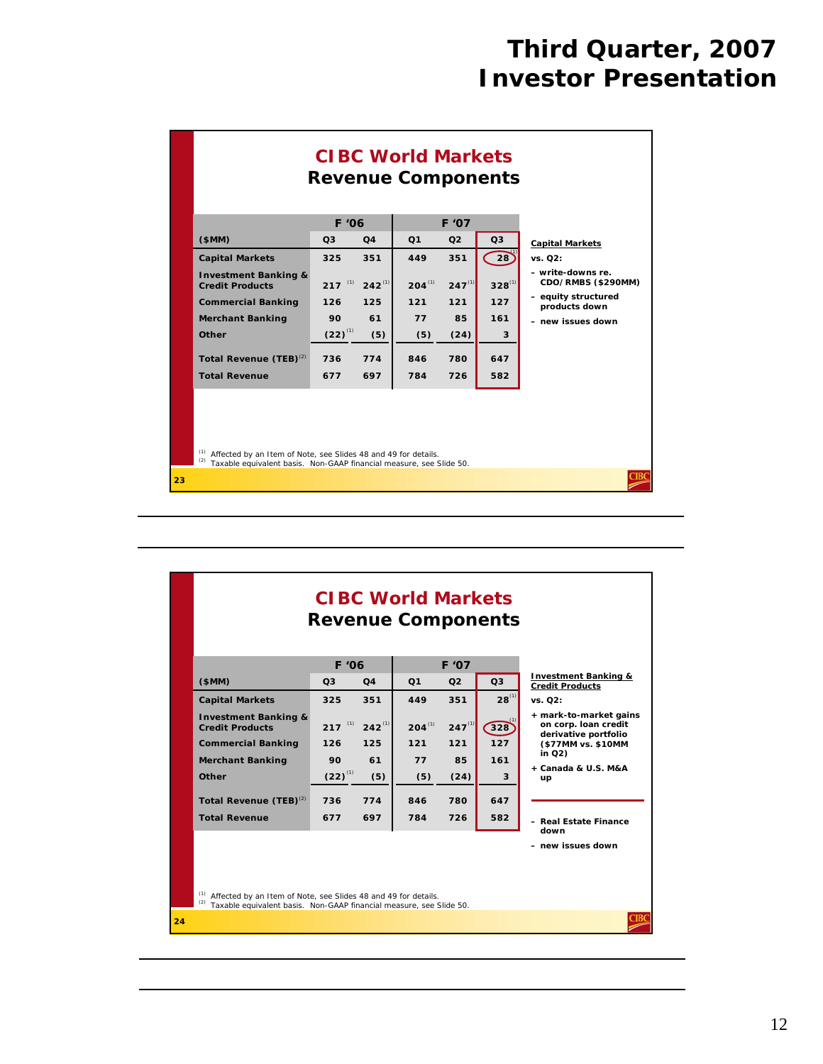# Third Quarter, 2007 Investor Presentation

## CIBC World Markets
### Revenue Components

| ($MM) | F '06 Q3 | F '06 Q4 | F '07 Q1 | F '07 Q2 | F '07 Q3 |
|---|---|---|---|---|---|
| Capital Markets | 325 | 351 | 449 | 351 | 28 [1] |
| Investment Banking & Credit Products | 217 [1] | 242 [1] | 204 [1] | 247 [1] | 328 [1] |
| Commercial Banking | 126 | 125 | 121 | 121 | 127 |
| Merchant Banking | 90 | 61 | 77 | 85 | 161 |
| Other | (22) [1] | (5) | (5) | (24) | 3 |
| Total Revenue (TEB) [2] | 736 | 774 | 846 | 780 | 647 |
| Total Revenue | 677 | 697 | 784 | 726 | 582 |

**Capital Markets**

vs. Q2:

- write-downs re. CDO/RMBS ($290MM)
- equity structured products down
- new issues down

[1] Affected by an Item of Note, see Slides 48 and 49 for details.
[2] Taxable equivalent basis. Non-GAAP financial measure, see Slide 50.

## CIBC World Markets
### Revenue Components

| ($MM) | F '06 Q3 | F '06 Q4 | F '07 Q1 | F '07 Q2 | F '07 Q3 |
|---|---|---|---|---|---|
| Capital Markets | 325 | 351 | 449 | 351 | 28 [1] |
| Investment Banking & Credit Products | 217 [1] | 242 [1] | 204 [1] | 247 [1] | 328 [1] |
| Commercial Banking | 126 | 125 | 121 | 121 | 127 |
| Merchant Banking | 90 | 61 | 77 | 85 | 161 |
| Other | (22) [1] | (5) | (5) | (24) | 3 |
| Total Revenue (TEB) [2] | 736 | 774 | 846 | 780 | 647 |
| Total Revenue | 677 | 697 | 784 | 726 | 582 |

**Investment Banking & Credit Products**

vs. Q2:

+ mark-to-market gains on corp. loan credit derivative portfolio ($77MM vs. $10MM in Q2)
+ Canada & U.S. M&A up

- Real Estate Finance down
- new issues down

[1] Affected by an Item of Note, see Slides 48 and 49 for details.
[2] Taxable equivalent basis. Non-GAAP financial measure, see Slide 50.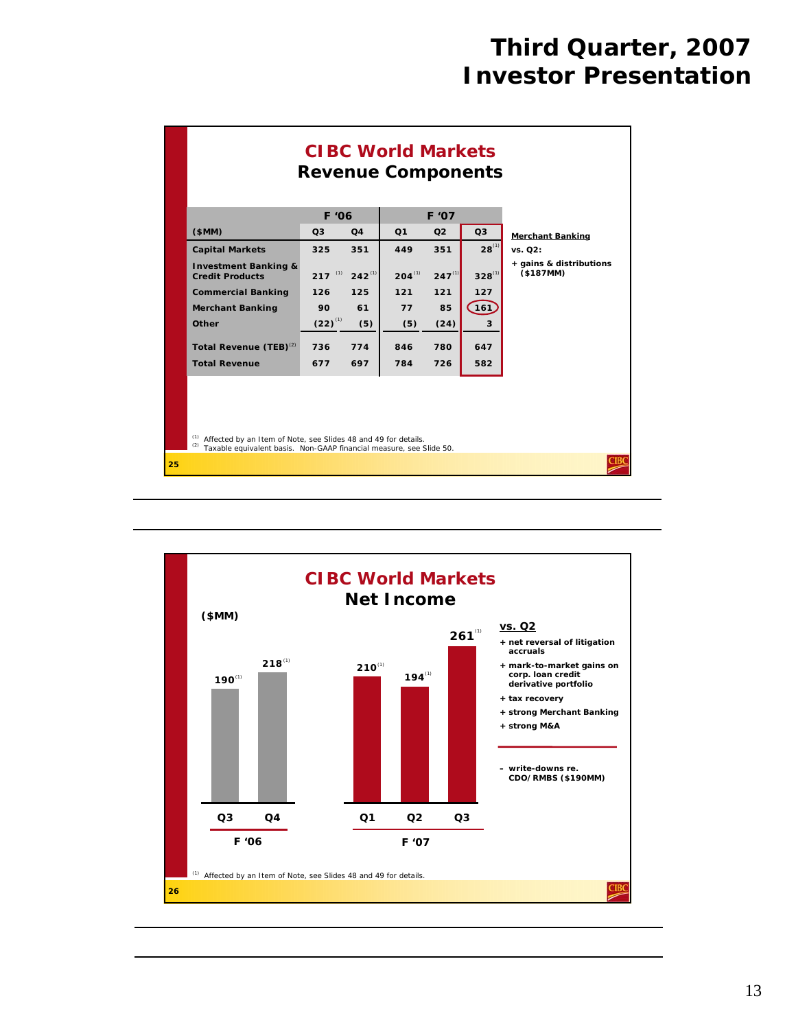# Third Quarter, 2007 Investor Presentation

## CIBC World Markets
### Revenue Components

| ($MM) | F '06 Q3 | F '06 Q4 | F '07 Q1 | F '07 Q2 | F '07 Q3 |
|---|---|---|---|---|---|
| Capital Markets | 325 | 351 | 449 | 351 | 28 [1] |
| Investment Banking & Credit Products | 217 [1] | 242 [1] | 204 [1] | 247 [1] | 328 [1] |
| Commercial Banking | 126 | 125 | 121 | 121 | 127 |
| Merchant Banking | 90 | 61 | 77 | 85 | 161 |
| Other | (22) [1] | (5) | (5) | (24) | 3 |
| Total Revenue (TEB) [2] | 736 | 774 | 846 | 780 | 647 |
| Total Revenue | 677 | 697 | 784 | 726 | 582 |

**Merchant Banking**

vs. Q2:

+ gains & distributions ($187MM)

[1] Affected by an Item of Note, see Slides 48 and 49 for details.
[2] Taxable equivalent basis. Non-GAAP financial measure, see Slide 50.

## CIBC World Markets
### Net Income

($MM)

| | F '06 Q3 | F '06 Q4 | F '07 Q1 | F '07 Q2 | F '07 Q3 |
|---|---|---|---|---|---|
| Net Income | 190 [1] | 218 [1] | 210 [1] | 194 [1] | 261 [1] |

**vs. Q2**

+ net reversal of litigation accruals
+ mark-to-market gains on corp. loan credit derivative portfolio
+ tax recovery
+ strong Merchant Banking
+ strong M&A

– write-downs re. CDO/RMBS ($190MM)

[1] Affected by an Item of Note, see Slides 48 and 49 for details.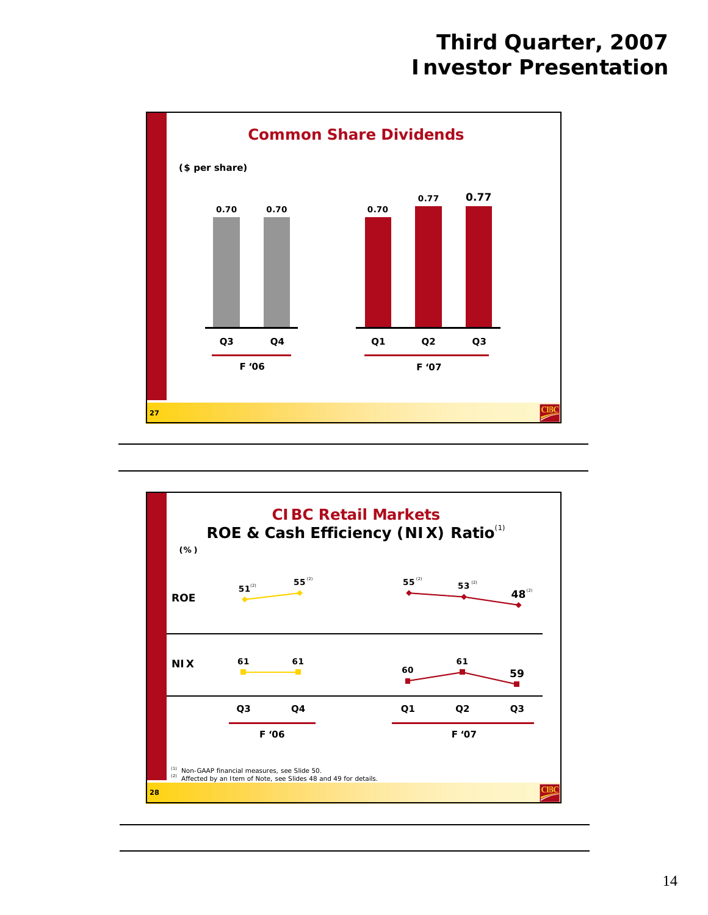# Third Quarter, 2007 Investor Presentation

## Common Share Dividends

($ per share)

| | F '06 Q3 | F '06 Q4 | F '07 Q1 | F '07 Q2 | F '07 Q3 |
|---|---|---|---|---|---|
| Dividend | 0.70 | 0.70 | 0.70 | 0.77 | 0.77 |

## CIBC Retail Markets
### ROE & Cash Efficiency (NIX) Ratio[1]

(%)

| | F '06 Q3 | F '06 Q4 | F '07 Q1 | F '07 Q2 | F '07 Q3 |
|---|---|---|---|---|---|
| ROE | 51[2] | 55[2] | 55[2] | 53[2] | 48[2] |
| NIX | 61 | 61 | 60 | 61 | 59 |

[1] Non-GAAP financial measures, see Slide 50.
[2] Affected by an Item of Note, see Slides 48 and 49 for details.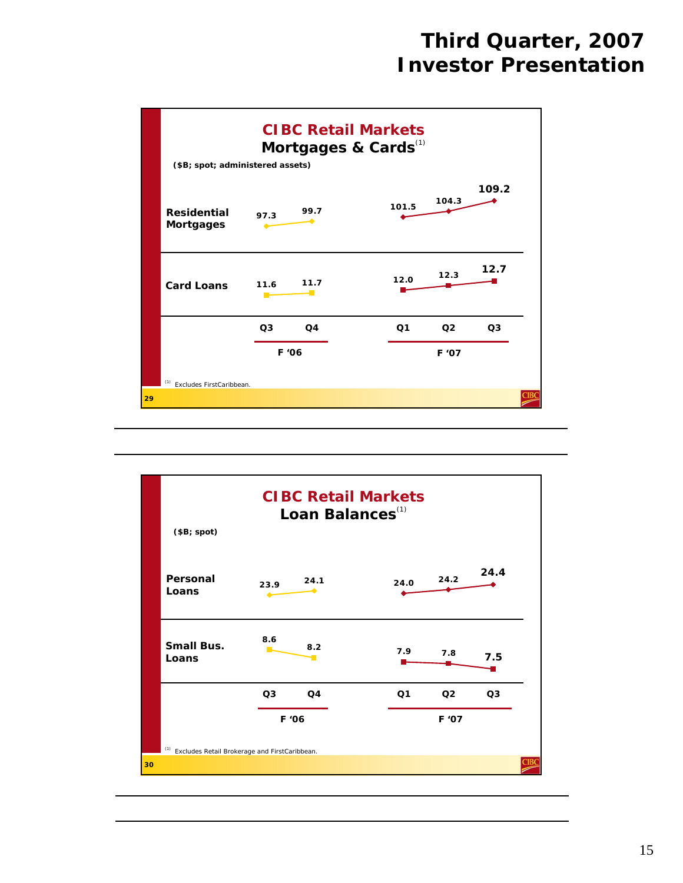# Third Quarter, 2007 Investor Presentation

## CIBC Retail Markets
### Mortgages & Cards[1]

($B; spot; administered assets)

| | F '06 Q3 | F '06 Q4 | F '07 Q1 | F '07 Q2 | F '07 Q3 |
|---|---|---|---|---|---|
| Residential Mortgages | 97.3 | 99.7 | 101.5 | 104.3 | 109.2 |
| Card Loans | 11.6 | 11.7 | 12.0 | 12.3 | 12.7 |

[1] Excludes FirstCaribbean.

29

## CIBC Retail Markets
### Loan Balances[1]

($B; spot)

| | F '06 Q3 | F '06 Q4 | F '07 Q1 | F '07 Q2 | F '07 Q3 |
|---|---|---|---|---|---|
| Personal Loans | 23.9 | 24.1 | 24.0 | 24.2 | 24.4 |
| Small Bus. Loans | 8.6 | 8.2 | 7.9 | 7.8 | 7.5 |

[1] Excludes Retail Brokerage and FirstCaribbean.

30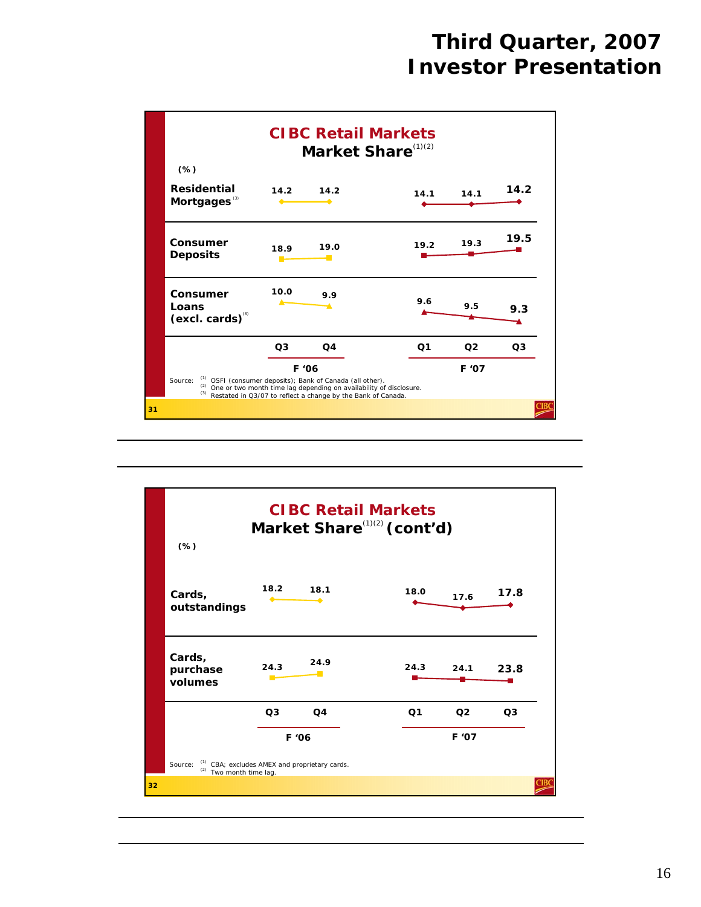# Third Quarter, 2007 Investor Presentation

## CIBC Retail Markets
### Market Share[(1)(2)]

(%)

| | F '06 Q3 | F '06 Q4 | F '07 Q1 | F '07 Q2 | F '07 Q3 |
|---|---|---|---|---|---|
| Residential Mortgages[(3)] | 14.2 | 14.2 | 14.1 | 14.1 | 14.2 |
| Consumer Deposits | 18.9 | 19.0 | 19.2 | 19.3 | 19.5 |
| Consumer Loans (excl. cards)[(3)] | 10.0 | 9.9 | 9.6 | 9.5 | 9.3 |

Source: (1) OSFI (consumer deposits); Bank of Canada (all other).
(2) One or two month time lag depending on availability of disclosure.
(3) Restated in Q3/07 to reflect a change by the Bank of Canada.

31

## CIBC Retail Markets
### Market Share[(1)(2)] (cont'd)

(%)

| | F '06 Q3 | F '06 Q4 | F '07 Q1 | F '07 Q2 | F '07 Q3 |
|---|---|---|---|---|---|
| Cards, outstandings | 18.2 | 18.1 | 18.0 | 17.6 | 17.8 |
| Cards, purchase volumes | 24.3 | 24.9 | 24.3 | 24.1 | 23.8 |

Source: (1) CBA; excludes AMEX and proprietary cards.
(2) Two month time lag.

32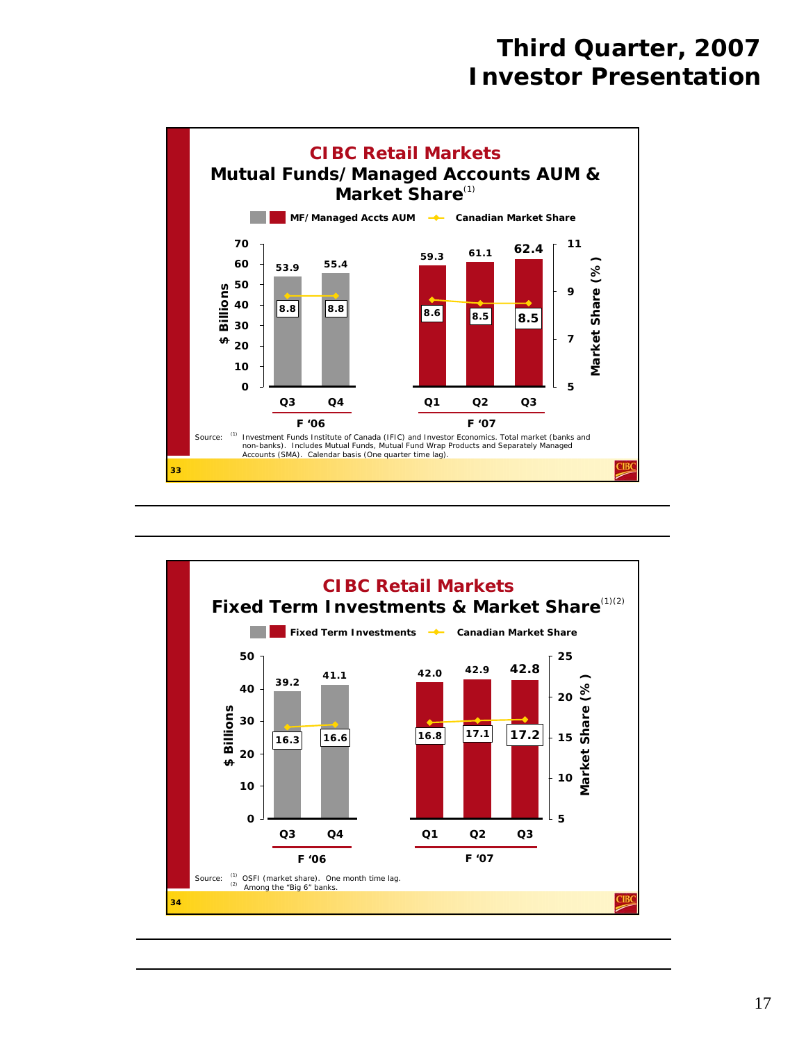# Third Quarter, 2007 Investor Presentation

## CIBC Retail Markets

### Mutual Funds/Managed Accounts AUM & Market Share[1]

| | F '06 Q3 | F '06 Q4 | F '07 Q1 | F '07 Q2 | F '07 Q3 |
|---|---|---|---|---|---|
| MF/Managed Accts AUM ($ Billions) | 53.9 | 55.4 | 59.3 | 61.1 | 62.4 |
| Canadian Market Share (%) | 8.8 | 8.8 | 8.6 | 8.5 | 8.5 |

Source: (1) Investment Funds Institute of Canada (IFIC) and Investor Economics. Total market (banks and non-banks). Includes Mutual Funds, Mutual Fund Wrap Products and Separately Managed Accounts (SMA). Calendar basis (One quarter time lag).

## CIBC Retail Markets

### Fixed Term Investments & Market Share[1][2]

| | F '06 Q3 | F '06 Q4 | F '07 Q1 | F '07 Q2 | F '07 Q3 |
|---|---|---|---|---|---|
| Fixed Term Investments ($ Billions) | 39.2 | 41.1 | 42.0 | 42.9 | 42.8 |
| Canadian Market Share (%) | 16.3 | 16.6 | 16.8 | 17.1 | 17.2 |

Source: (1) OSFI (market share). One month time lag.
(2) Among the "Big 6" banks.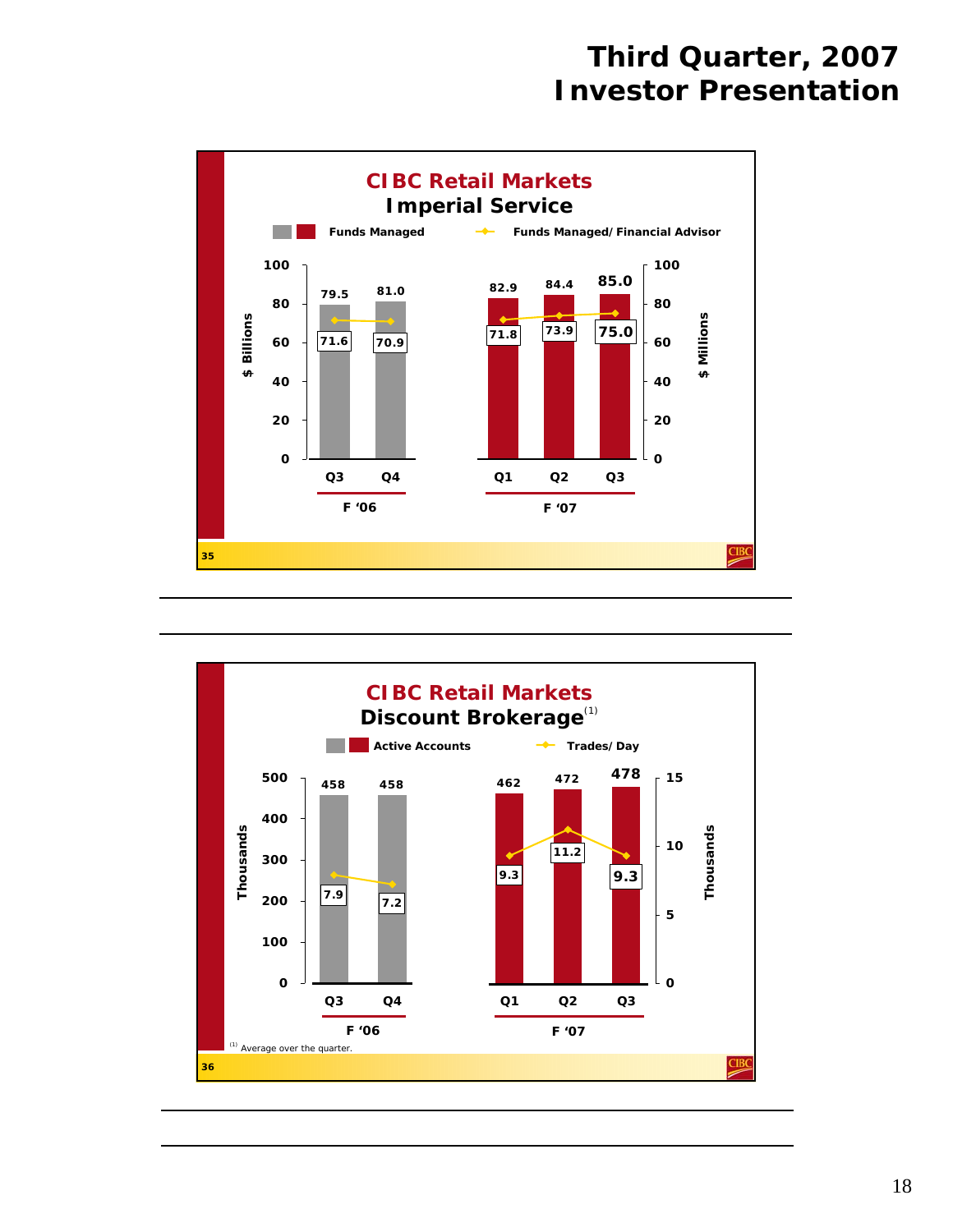# Third Quarter, 2007 Investor Presentation

## CIBC Retail Markets
### Imperial Service

Funds Managed ($ Billions) and Funds Managed/Financial Advisor ($ Millions)

| | Q3 F '06 | Q4 F '06 | Q1 F '07 | Q2 F '07 | Q3 F '07 |
|---|---|---|---|---|---|
| Funds Managed ($ Billions) | 79.5 | 81.0 | 82.9 | 84.4 | 85.0 |
| Funds Managed/Financial Advisor ($ Millions) | 71.6 | 70.9 | 71.8 | 73.9 | 75.0 |

35

## CIBC Retail Markets
### Discount Brokerage(1)

Active Accounts (Thousands) and Trades/Day (Thousands)

| | Q3 F '06 | Q4 F '06 | Q1 F '07 | Q2 F '07 | Q3 F '07 |
|---|---|---|---|---|---|
| Active Accounts (Thousands) | 458 | 458 | 462 | 472 | 478 |
| Trades/Day (Thousands) | 7.9 | 7.2 | 9.3 | 11.2 | 9.3 |

(1) Average over the quarter.

36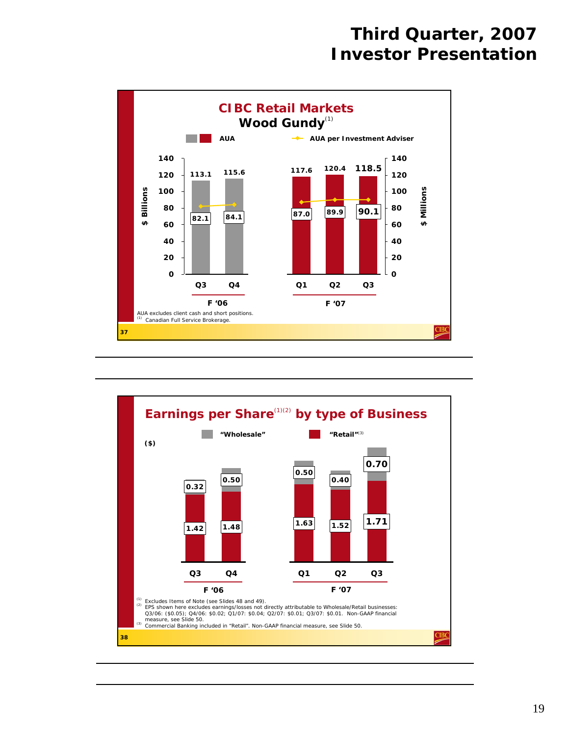# Third Quarter, 2007 Investor Presentation

## CIBC Retail Markets

### Wood Gundy[1]

| | F '06 Q3 | F '06 Q4 | F '07 Q1 | F '07 Q2 | F '07 Q3 |
|---|---|---|---|---|---|
| AUA ($ Billions) | 113.1 | 115.6 | 117.6 | 120.4 | 118.5 |
| AUA per Investment Adviser ($ Millions) | 82.1 | 84.1 | 87.0 | 89.9 | 90.1 |

AUA excludes client cash and short positions.

(1) Canadian Full Service Brokerage.

37

## Earnings per Share[1][2] by type of Business

($)

| | F '06 Q3 | F '06 Q4 | F '07 Q1 | F '07 Q2 | F '07 Q3 |
|---|---|---|---|---|---|
| "Wholesale" | 0.32 | 0.50 | 0.50 | 0.40 | 0.70 |
| "Retail"[3] | 1.42 | 1.48 | 1.63 | 1.52 | 1.71 |

(1) Excludes Items of Note (see Slides 48 and 49).

(2) EPS shown here excludes earnings/losses not directly attributable to Wholesale/Retail businesses: Q3/06: ($0.05); Q4/06: $0.02; Q1/07: $0.04; Q2/07: $0.01; Q3/07: $0.01. Non-GAAP financial measure, see Slide 50.

(3) Commercial Banking included in "Retail". Non-GAAP financial measure, see Slide 50.

38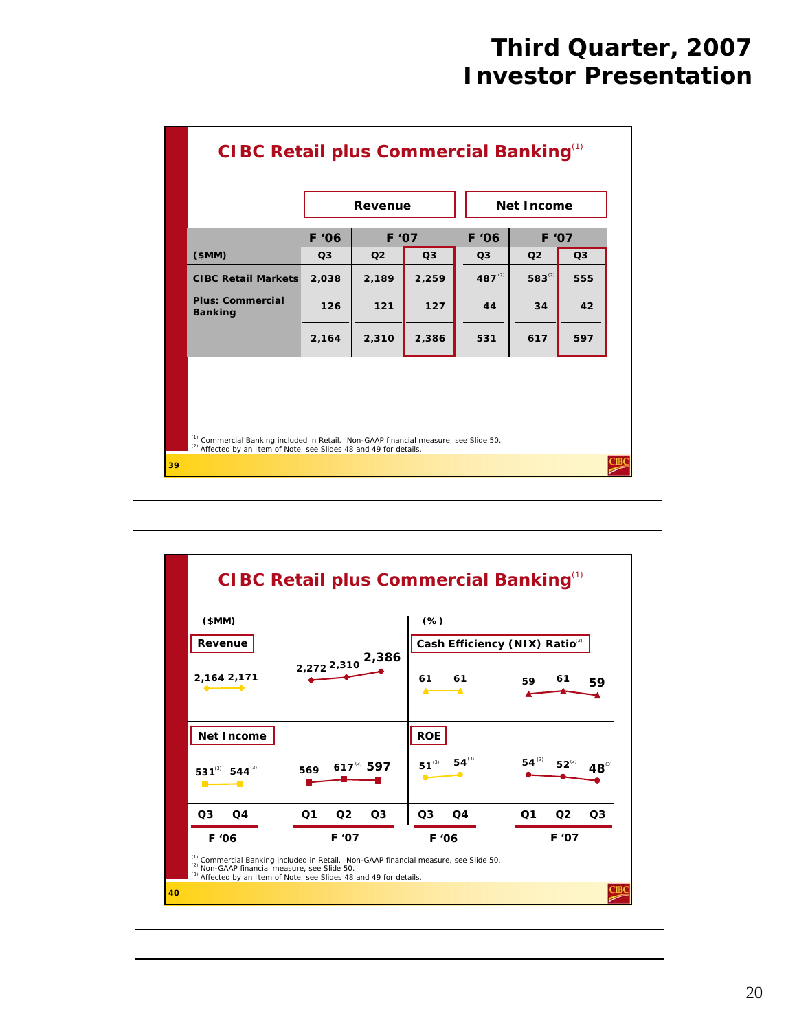# Third Quarter, 2007 Investor Presentation

## CIBC Retail plus Commercial Banking[1]

| ($MM) | Revenue | | | Net Income | | |
|---|---|---|---|---|---|---|
| | F '06 | F '07 | | F '06 | F '07 | |
| | Q3 | Q2 | Q3 | Q3 | Q2 | Q3 |
| CIBC Retail Markets | 2,038 | 2,189 | 2,259 | 487[2] | 583[2] | 555 |
| Plus: Commercial Banking | 126 | 121 | 127 | 44 | 34 | 42 |
| | 2,164 | 2,310 | 2,386 | 531 | 617 | 597 |

[1] Commercial Banking included in Retail. Non-GAAP financial measure, see Slide 50.
[2] Affected by an Item of Note, see Slides 48 and 49 for details.

39

## CIBC Retail plus Commercial Banking[1]

($MM)

| | F '06 Q3 | F '06 Q4 | F '07 Q1 | F '07 Q2 | F '07 Q3 |
|---|---|---|---|---|---|
| Revenue | 2,164 | 2,171 | 2,272 | 2,310 | 2,386 |
| Net Income | 531[3] | 544[3] | 569 | 617[3] | 597 |

(%)

| | F '06 Q3 | F '06 Q4 | F '07 Q1 | F '07 Q2 | F '07 Q3 |
|---|---|---|---|---|---|
| Cash Efficiency (NIX) Ratio[2] | 61 | 61 | 59 | 61 | 59 |
| ROE | 51[3] | 54[3] | 54[3] | 52[3] | 48[3] |

[1] Commercial Banking included in Retail. Non-GAAP financial measure, see Slide 50.
[2] Non-GAAP financial measure, see Slide 50.
[3] Affected by an Item of Note, see Slides 48 and 49 for details.

40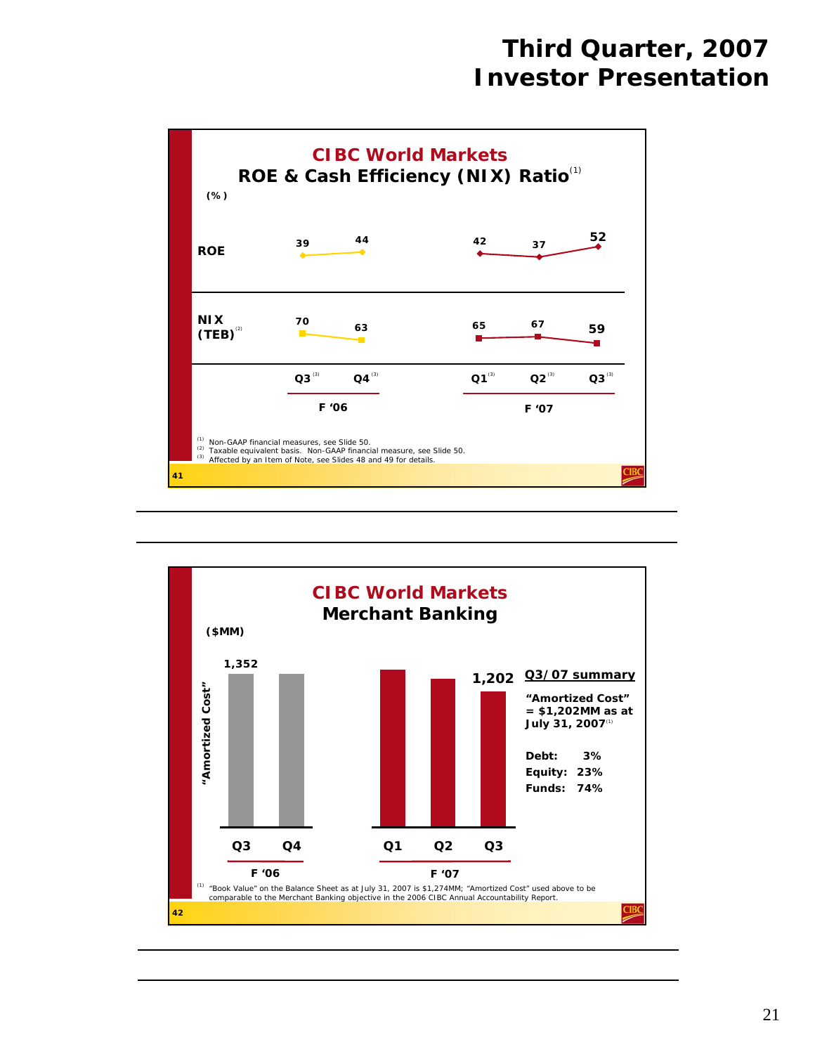# Third Quarter, 2007 Investor Presentation

## CIBC World Markets
### ROE & Cash Efficiency (NIX) Ratio[1]

(%)

| | Q3[3] F '06 | Q4[3] F '06 | Q1[3] F '07 | Q2[3] F '07 | Q3[3] F '07 |
|---|---|---|---|---|---|
| ROE | 39 | 44 | 42 | 37 | 52 |
| NIX (TEB)[2] | 70 | 63 | 65 | 67 | 59 |

[1] Non-GAAP financial measures, see Slide 50.
[2] Taxable equivalent basis. Non-GAAP financial measure, see Slide 50.
[3] Affected by an Item of Note, see Slides 48 and 49 for details.

---

## CIBC World Markets
### Merchant Banking

($MM)

"Amortized Cost"

| | Q3 F '06 | Q4 F '06 | Q1 F '07 | Q2 F '07 | Q3 F '07 |
|---|---|---|---|---|---|
| "Amortized Cost" | 1,352 | | | | 1,202 |

**Q3/07 summary**

**"Amortized Cost" = $1,202MM as at July 31, 2007**[1]

**Debt:** 3%
**Equity:** 23%
**Funds:** 74%

[1] "Book Value" on the Balance Sheet as at July 31, 2007 is $1,274MM; "Amortized Cost" used above to be comparable to the Merchant Banking objective in the 2006 CIBC Annual Accountability Report.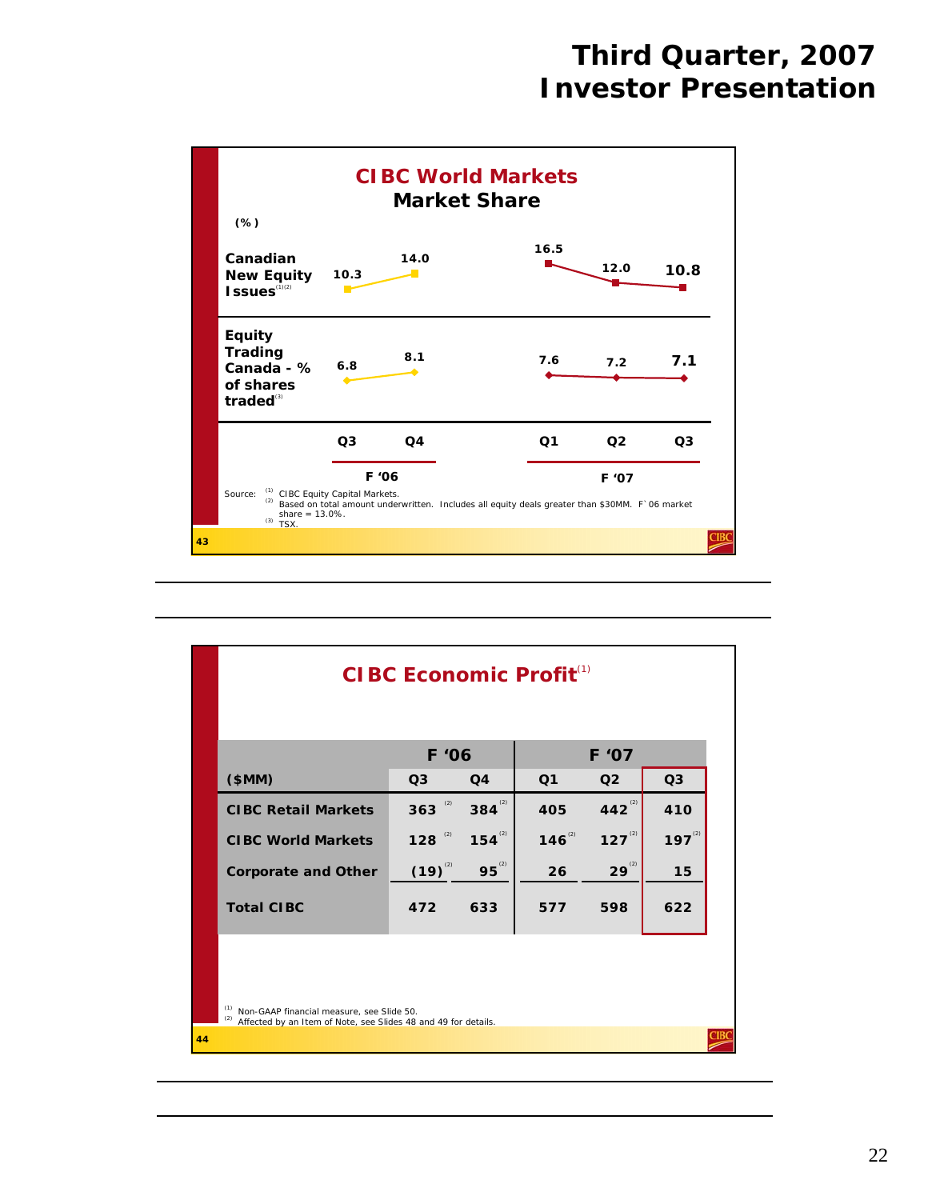# Third Quarter, 2007 Investor Presentation

## CIBC World Markets Market Share

(%)

| | F '06 Q3 | F '06 Q4 | F '07 Q1 | F '07 Q2 | F '07 Q3 |
|---|---|---|---|---|---|
| Canadian New Equity Issues[1][2] | 10.3 | 14.0 | 16.5 | 12.0 | 10.8 |
| Equity Trading Canada - % of shares traded[3] | 6.8 | 8.1 | 7.6 | 7.2 | 7.1 |

Source: [1] CIBC Equity Capital Markets.
[2] Based on total amount underwritten. Includes all equity deals greater than $30MM. F`06 market share = 13.0%.
[3] TSX.

## CIBC Economic Profit[1]

| ($MM) | F '06 Q3 | F '06 Q4 | F '07 Q1 | F '07 Q2 | F '07 Q3 |
|---|---|---|---|---|---|
| CIBC Retail Markets | 363[2] | 384[2] | 405 | 442[2] | 410 |
| CIBC World Markets | 128[2] | 154[2] | 146[2] | 127[2] | 197[2] |
| Corporate and Other | (19)[2] | 95[2] | 26 | 29[2] | 15 |
| Total CIBC | 472 | 633 | 577 | 598 | 622 |

[1] Non-GAAP financial measure, see Slide 50.
[2] Affected by an Item of Note, see Slides 48 and 49 for details.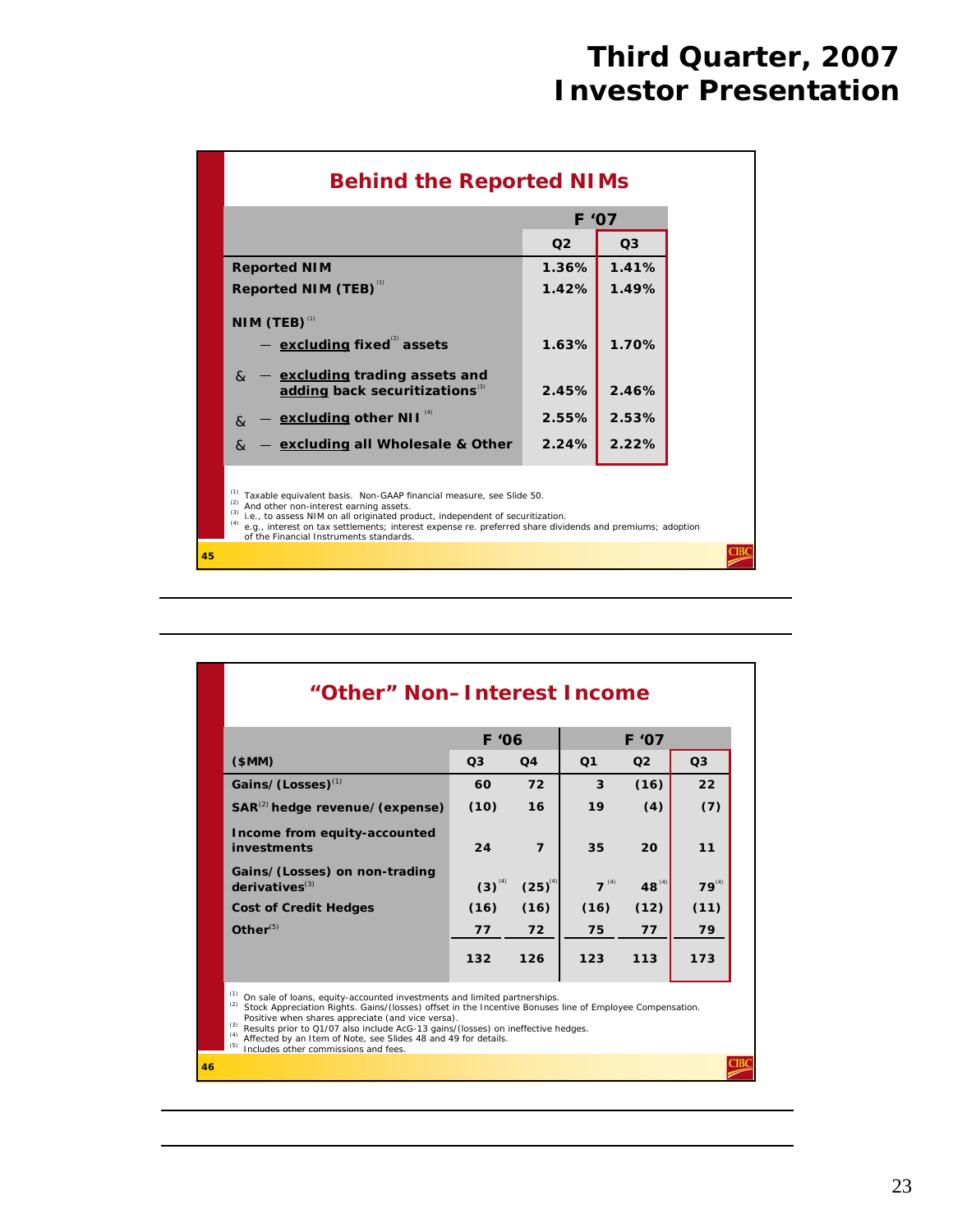# Third Quarter, 2007 Investor Presentation

## Behind the Reported NIMs

| | F '07 | |
|---|---|---|
| | Q2 | Q3 |
| **Reported NIM** | 1.36% | 1.41% |
| **Reported NIM (TEB)** [(1)] | 1.42% | 1.49% |
| **NIM (TEB)** [(1)] | | |
| — **excluding fixed**[(2)] **assets** | 1.63% | 1.70% |
| & — **excluding trading assets and adding back securitizations**[(3)] | 2.45% | 2.46% |
| & — **excluding other NII** [(4)] | 2.55% | 2.53% |
| & — **excluding all Wholesale & Other** | 2.24% | 2.22% |

(1) Taxable equivalent basis. Non-GAAP financial measure, see Slide 50.
(2) And other non-interest earning assets.
(3) i.e., to assess NIM on all originated product, independent of securitization.
(4) e.g., interest on tax settlements; interest expense re. preferred share dividends and premiums; adoption of the Financial Instruments standards.

45

---

## "Other" Non-Interest Income

| | F '06 | | F '07 | | |
|---|---|---|---|---|---|
| **($MM)** | Q3 | Q4 | Q1 | Q2 | Q3 |
| **Gains/(Losses)**[(1)] | 60 | 72 | 3 | (16) | 22 |
| **SAR**[(2)] **hedge revenue/(expense)** | (10) | 16 | 19 | (4) | (7) |
| **Income from equity-accounted investments** | 24 | 7 | 35 | 20 | 11 |
| **Gains/(Losses) on non-trading derivatives**[(3)] | (3)[(4)] | (25)[(4)] | 7[(4)] | 48[(4)] | 79[(4)] |
| **Cost of Credit Hedges** | (16) | (16) | (16) | (12) | (11) |
| **Other**[(5)] | 77 | 72 | 75 | 77 | 79 |
| | 132 | 126 | 123 | 113 | 173 |

(1) On sale of loans, equity-accounted investments and limited partnerships.
(2) Stock Appreciation Rights. Gains/(losses) offset in the Incentive Bonuses line of Employee Compensation. Positive when shares appreciate (and vice versa).
(3) Results prior to Q1/07 also include AcG-13 gains/(losses) on ineffective hedges.
(4) Affected by an Item of Note, see Slides 48 and 49 for details.
(5) Includes other commissions and fees.

46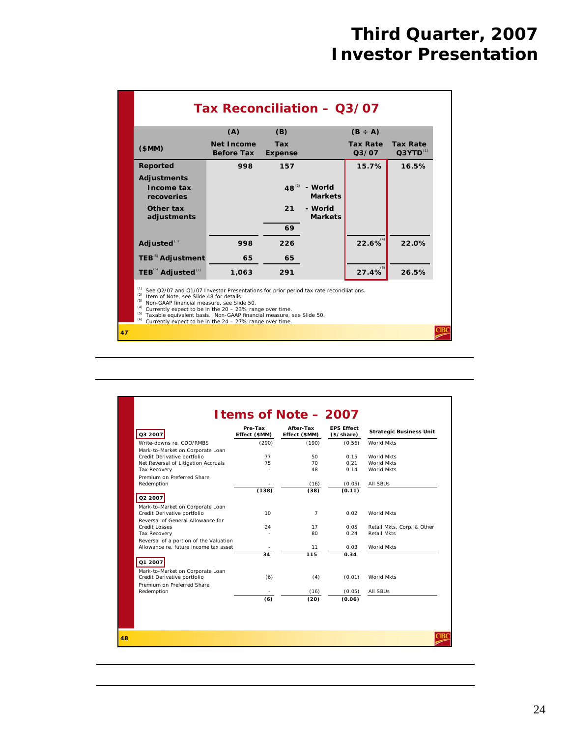# Third Quarter, 2007 Investor Presentation

## Tax Reconciliation – Q3/07

| ($MM) | (A) Net Income Before Tax | (B) Tax Expense | | (B ÷ A) Tax Rate Q3/07 | Tax Rate Q3YTD[1] |
|---|---|---|---|---|---|
| **Reported** | 998 | 157 | | 15.7% | 16.5% |
| **Adjustments** | | | | | |
| Income tax recoveries | | 48[2] | - World Markets | | |
| Other tax adjustments | | 21 | - World Markets | | |
| | | 69 | | | |
| **Adjusted**[3] | 998 | 226 | | 22.6%[4] | 22.0% |
| **TEB[5] Adjustment** | 65 | 65 | | | |
| **TEB[5] Adjusted**[3] | 1,063 | 291 | | 27.4%[6] | 26.5% |

(1) See Q2/07 and Q1/07 Investor Presentations for prior period tax rate reconciliations.
(2) Item of Note, see Slide 48 for details.
(3) Non-GAAP financial measure, see Slide 50.
(4) Currently expect to be in the 20 – 23% range over time.
(5) Taxable equivalent basis. Non-GAAP financial measure, see Slide 50.
(6) Currently expect to be in the 24 – 27% range over time.

47

## Items of Note – 2007

| | Pre-Tax Effect ($MM) | After-Tax Effect ($MM) | EPS Effect ($/share) | Strategic Business Unit |
|---|---|---|---|---|
| **Q3 2007** | | | | |
| Write-downs re. CDO/RMBS | (290) | (190) | (0.56) | World Mkts |
| Mark-to-Market on Corporate Loan Credit Derivative portfolio | 77 | 50 | 0.15 | World Mkts |
| Net Reversal of Litigation Accruals | 75 | 70 | 0.21 | World Mkts |
| Tax Recovery | - | 48 | 0.14 | World Mkts |
| Premium on Preferred Share Redemption | - | (16) | (0.05) | All SBUs |
| | **(138)** | **(38)** | **(0.11)** | |
| **Q2 2007** | | | | |
| Mark-to-Market on Corporate Loan Credit Derivative portfolio | 10 | 7 | 0.02 | World Mkts |
| Reversal of General Allowance for Credit Losses | 24 | 17 | 0.05 | Retail Mkts, Corp. & Other |
| Tax Recovery | - | 80 | 0.24 | Retail Mkts |
| Reversal of a portion of the Valuation Allowance re. future income tax asset | - | 11 | 0.03 | World Mkts |
| | **34** | **115** | **0.34** | |
| **Q1 2007** | | | | |
| Mark-to-Market on Corporate Loan Credit Derivative portfolio | (6) | (4) | (0.01) | World Mkts |
| Premium on Preferred Share Redemption | - | (16) | (0.05) | All SBUs |
| | **(6)** | **(20)** | **(0.06)** | |

48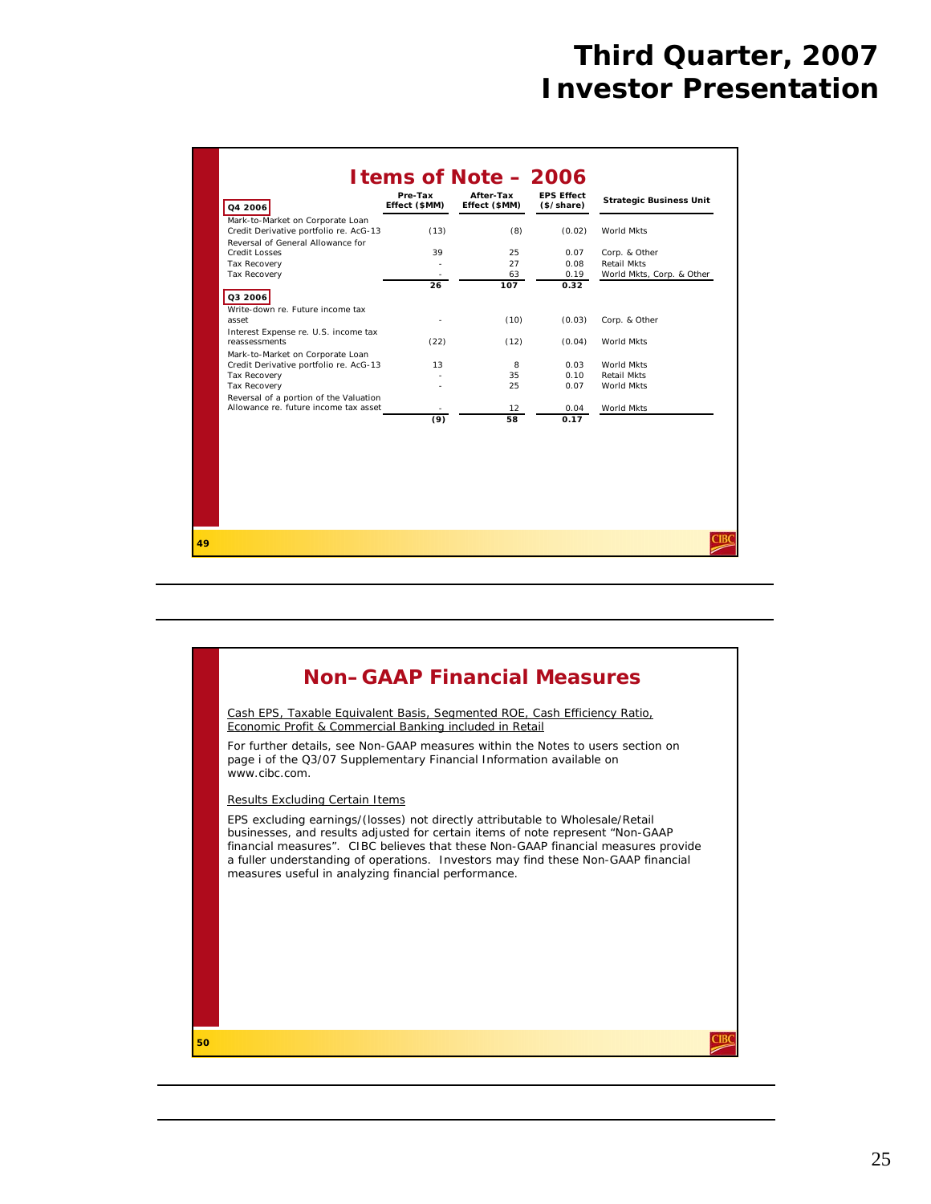# Third Quarter, 2007 Investor Presentation

## Items of Note – 2006

| Q4 2006 | Pre-Tax Effect ($MM) | After-Tax Effect ($MM) | EPS Effect ($/share) | Strategic Business Unit |
|---|---|---|---|---|
| Mark-to-Market on Corporate Loan Credit Derivative portfolio re. AcG-13 | (13) | (8) | (0.02) | World Mkts |
| Reversal of General Allowance for Credit Losses | 39 | 25 | 0.07 | Corp. & Other |
| Tax Recovery | - | 27 | 0.08 | Retail Mkts |
| Tax Recovery | - | 63 | 0.19 | World Mkts, Corp. & Other |
| | **26** | **107** | **0.32** | |
| **Q3 2006** | | | | |
| Write-down re. Future income tax asset | - | (10) | (0.03) | Corp. & Other |
| Interest Expense re. U.S. income tax reassessments | (22) | (12) | (0.04) | World Mkts |
| Mark-to-Market on Corporate Loan Credit Derivative portfolio re. AcG-13 | 13 | 8 | 0.03 | World Mkts |
| Tax Recovery | - | 35 | 0.10 | Retail Mkts |
| Tax Recovery | - | 25 | 0.07 | World Mkts |
| Reversal of a portion of the Valuation Allowance re. future income tax asset | - | 12 | 0.04 | World Mkts |
| | **(9)** | **58** | **0.17** | |

## Non–GAAP Financial Measures

Cash EPS, Taxable Equivalent Basis, Segmented ROE, Cash Efficiency Ratio, Economic Profit & Commercial Banking included in Retail

For further details, see Non-GAAP measures within the Notes to users section on page i of the Q3/07 Supplementary Financial Information available on www.cibc.com.

Results Excluding Certain Items

EPS excluding earnings/(losses) not directly attributable to Wholesale/Retail businesses, and results adjusted for certain items of note represent "Non-GAAP financial measures". CIBC believes that these Non-GAAP financial measures provide a fuller understanding of operations. Investors may find these Non-GAAP financial measures useful in analyzing financial performance.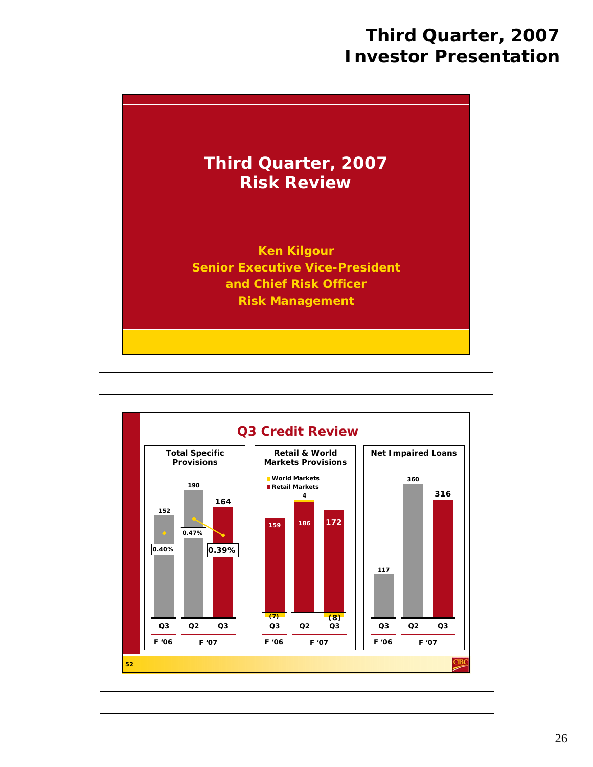# Third Quarter, 2007 Investor Presentation

## Third Quarter, 2007 Risk Review

**Ken Kilgour**
**Senior Executive Vice-President and Chief Risk Officer**
**Risk Management**

---

## Q3 Credit Review

**Total Specific Provisions**

| | Q3 F '06 | Q2 F '07 | Q3 F '07 |
|---|---|---|---|
| Total Specific Provisions | 152 | 190 | 164 |
| Ratio | 0.40% | 0.47% | 0.39% |

**Retail & World Markets Provisions**

| | Q3 F '06 | Q2 F '07 | Q3 F '07 |
|---|---|---|---|
| World Markets | (7) | 4 | (8) |
| Retail Markets | 159 | 186 | 172 |

**Net Impaired Loans**

| | Q3 F '06 | Q2 F '07 | Q3 F '07 |
|---|---|---|---|
| Net Impaired Loans | 117 | 360 | 316 |

52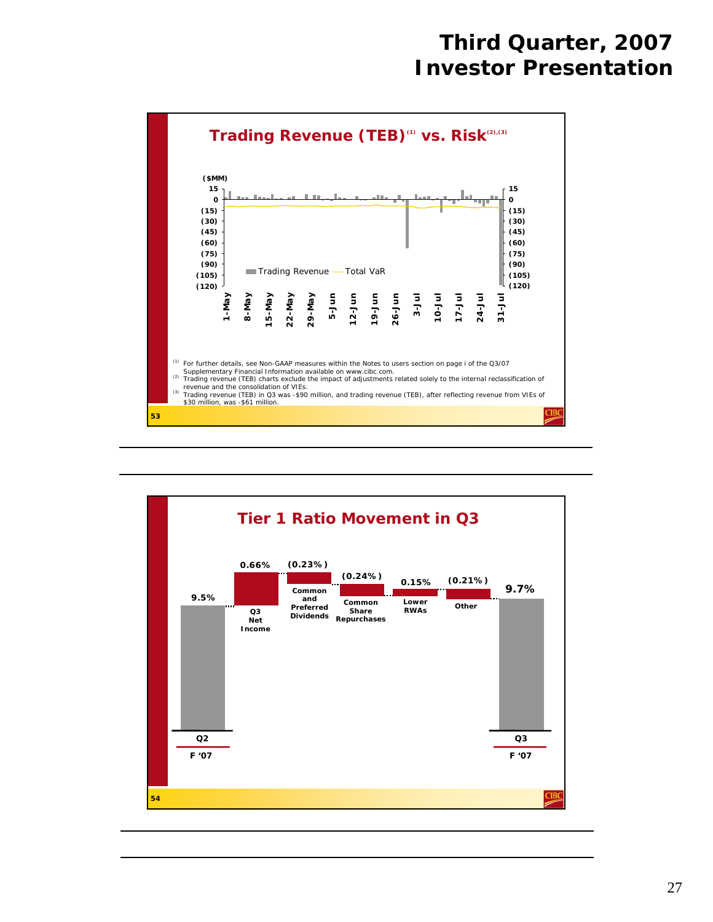# Third Quarter, 2007 Investor Presentation

## Trading Revenue (TEB)[1] vs. Risk[2],[3]

($MM)

Trading Revenue — Total VaR

(1) For further details, see Non-GAAP measures within the Notes to users section on page i of the Q3/07 Supplementary Financial Information available on www.cibc.com.
(2) Trading revenue (TEB) charts exclude the impact of adjustments related solely to the internal reclassification of revenue and the consolidation of VIEs.
(3) Trading revenue (TEB) in Q3 was -$90 million, and trading revenue (TEB), after reflecting revenue from VIEs of $30 million, was -$61 million.

53

## Tier 1 Ratio Movement in Q3

| Item | Movement |
|---|---|
| Q2 F '07 | 9.5% |
| Q3 Net Income | 0.66% |
| Common and Preferred Dividends | (0.23%) |
| Common Share Repurchases | (0.24%) |
| Lower RWAs | 0.15% |
| Other | (0.21%) |
| Q3 F '07 | 9.7% |

54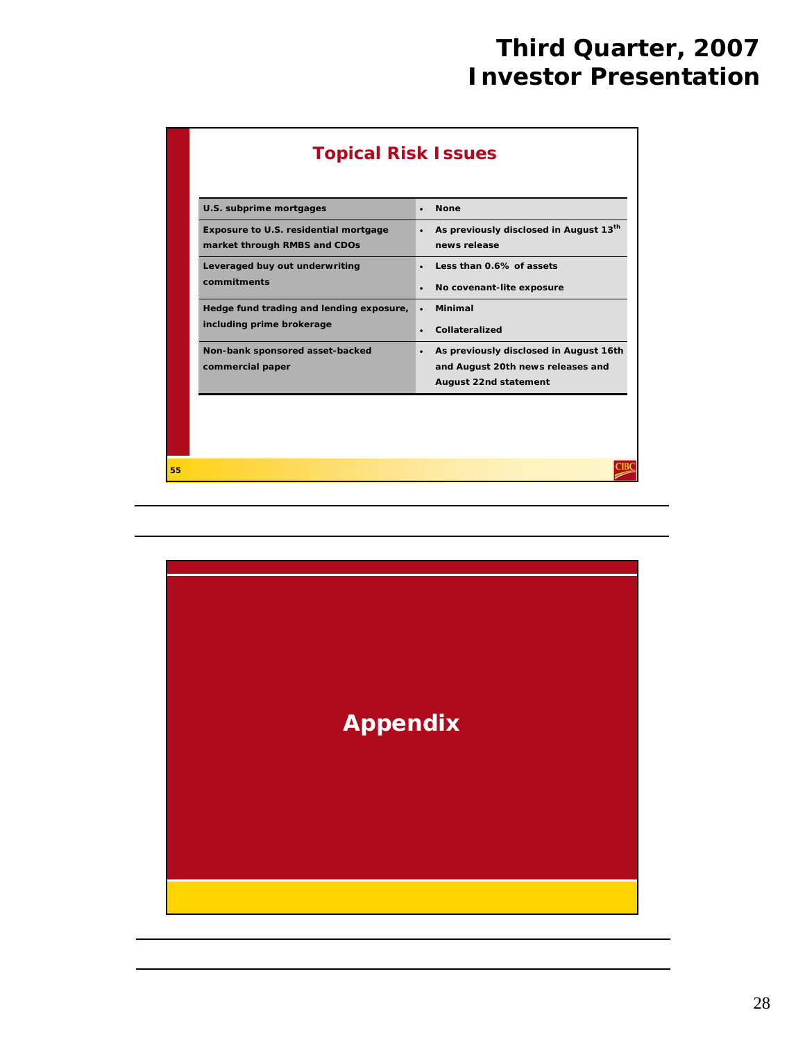## Topical Risk Issues

| | |
|---|---|
| U.S. subprime mortgages | • None |
| Exposure to U.S. residential mortgage market through RMBS and CDOs | • As previously disclosed in August 13th news release |
| Leveraged buy out underwriting commitments | • Less than 0.6% of assets<br>• No covenant-lite exposure |
| Hedge fund trading and lending exposure, including prime brokerage | • Minimal<br>• Collateralized |
| Non-bank sponsored asset-backed commercial paper | • As previously disclosed in August 16th and August 20th news releases and August 22nd statement |

# Appendix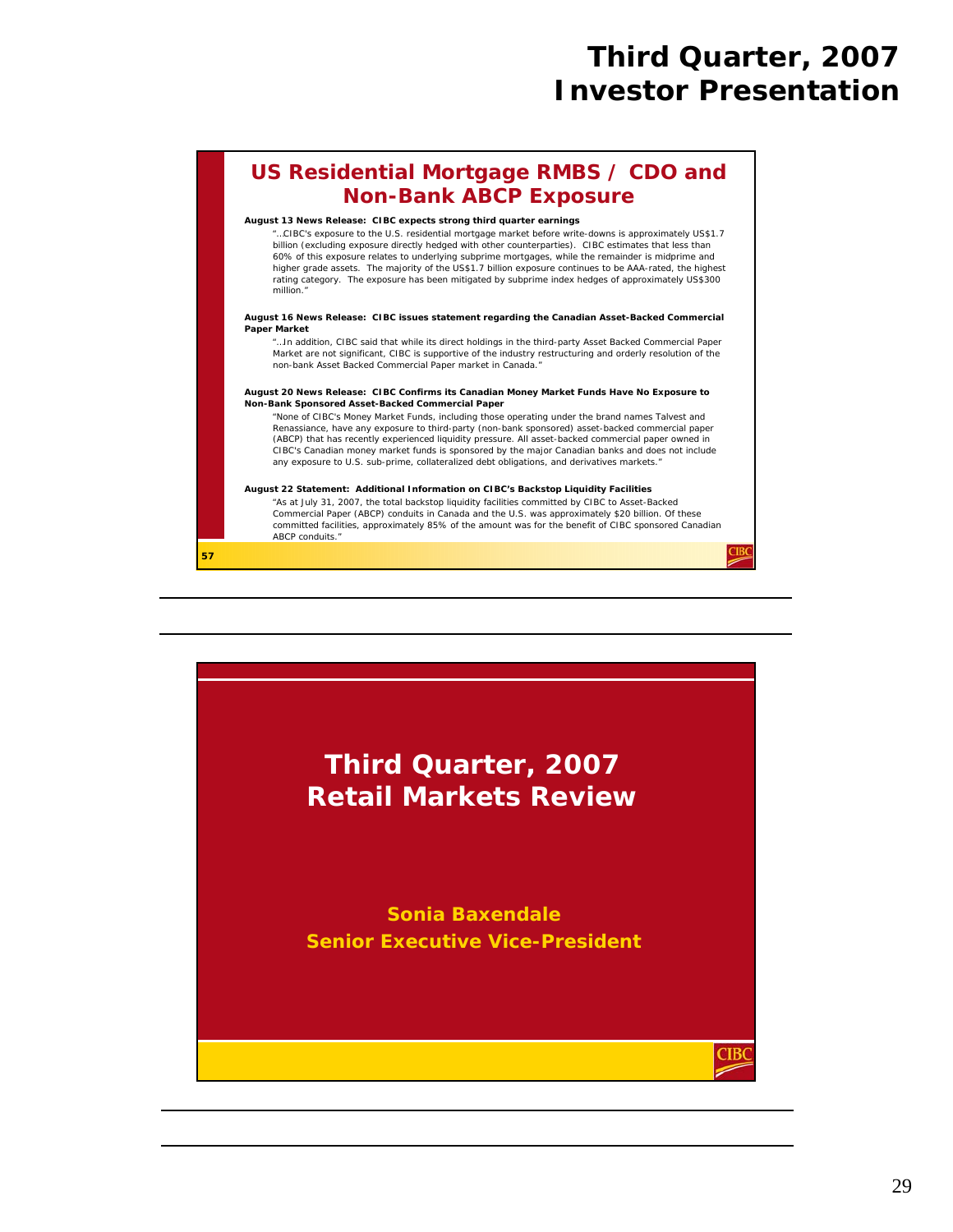# Third Quarter, 2007 Investor Presentation

## US Residential Mortgage RMBS / CDO and Non-Bank ABCP Exposure

**August 13 News Release: CIBC expects strong third quarter earnings**

"…CIBC's exposure to the U.S. residential mortgage market before write-downs is approximately US$1.7 billion (excluding exposure directly hedged with other counterparties). CIBC estimates that less than 60% of this exposure relates to underlying subprime mortgages, while the remainder is midprime and higher grade assets. The majority of the US$1.7 billion exposure continues to be AAA-rated, the highest rating category. The exposure has been mitigated by subprime index hedges of approximately US$300 million."

**August 16 News Release: CIBC issues statement regarding the Canadian Asset-Backed Commercial Paper Market**

"…In addition, CIBC said that while its direct holdings in the third-party Asset Backed Commercial Paper Market are not significant, CIBC is supportive of the industry restructuring and orderly resolution of the non-bank Asset Backed Commercial Paper market in Canada."

**August 20 News Release: CIBC Confirms its Canadian Money Market Funds Have No Exposure to Non-Bank Sponsored Asset-Backed Commercial Paper**

"None of CIBC's Money Market Funds, including those operating under the brand names Talvest and Renaissance, have any exposure to third-party (non-bank sponsored) asset-backed commercial paper (ABCP) that has recently experienced liquidity pressure. All asset-backed commercial paper owned in CIBC's Canadian money market funds is sponsored by the major Canadian banks and does not include any exposure to U.S. sub-prime, collateralized debt obligations, and derivatives markets."

**August 22 Statement: Additional Information on CIBC's Backstop Liquidity Facilities**

"As at July 31, 2007, the total backstop liquidity facilities committed by CIBC to Asset-Backed Commercial Paper (ABCP) conduits in Canada and the U.S. was approximately $20 billion. Of these committed facilities, approximately 85% of the amount was for the benefit of CIBC sponsored Canadian ABCP conduits."

57

---

## Third Quarter, 2007 Retail Markets Review

**Sonia Baxendale**
**Senior Executive Vice-President**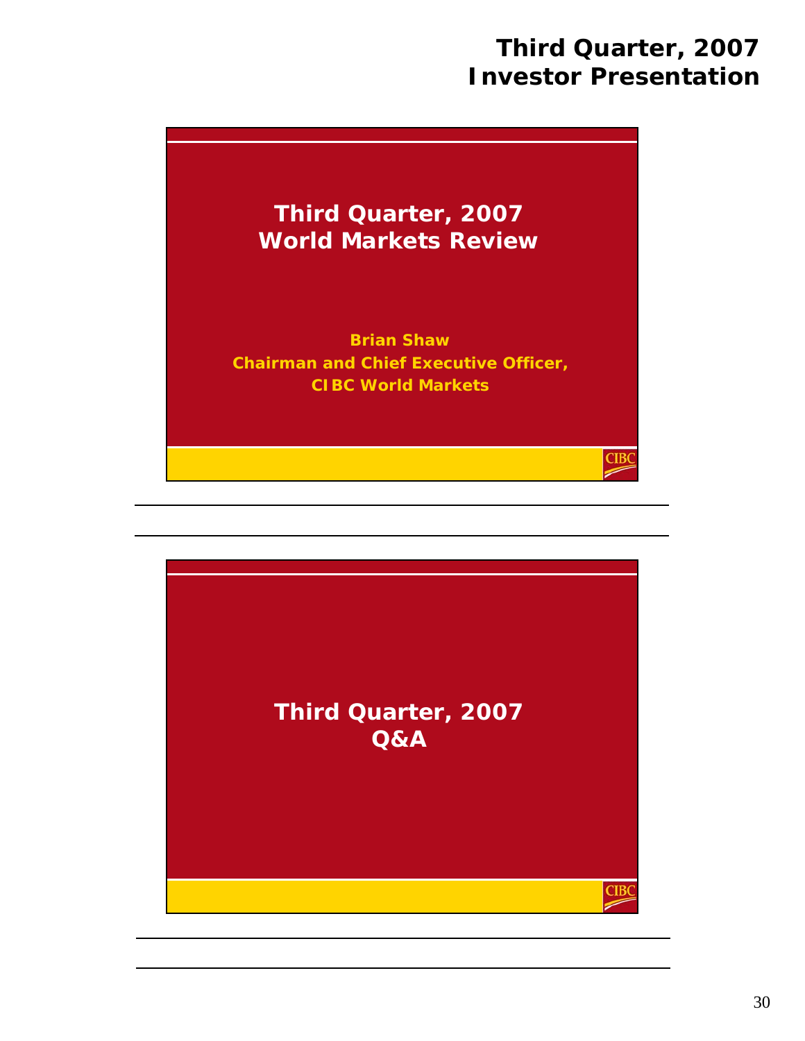# Third Quarter, 2007 Investor Presentation

## Third Quarter, 2007 World Markets Review

**Brian Shaw**
**Chairman and Chief Executive Officer,**
**CIBC World Markets**

CIBC

## Third Quarter, 2007 Q&A

CIBC